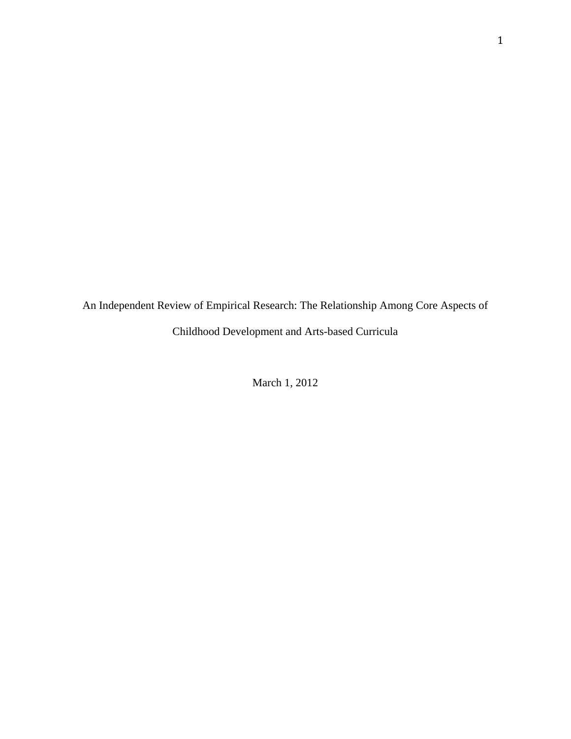# An Independent Review of Empirical Research: The Relationship Among Core Aspects of Childhood Development and Arts-based Curricula

March 1, 2012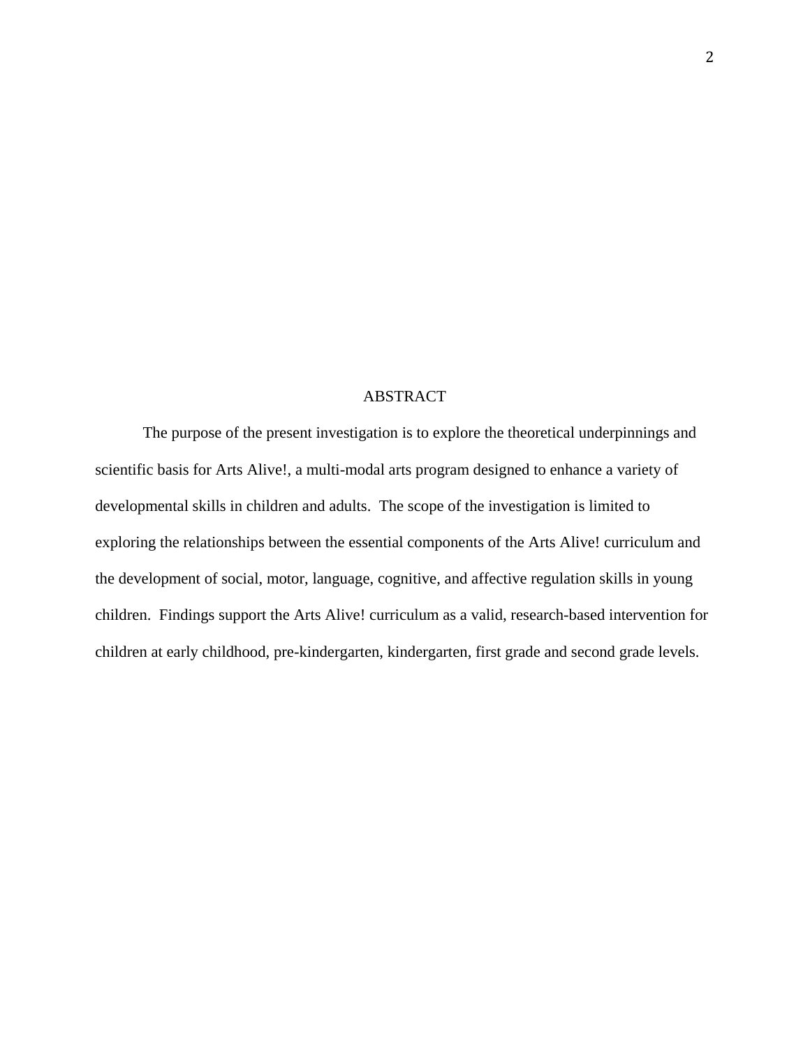# ABSTRACT

The purpose of the present investigation is to explore the theoretical underpinnings and scientific basis for Arts Alive!, a multi-modal arts program designed to enhance a variety of developmental skills in children and adults. The scope of the investigation is limited to exploring the relationships between the essential components of the Arts Alive! curriculum and the development of social, motor, language, cognitive, and affective regulation skills in young children. Findings support the Arts Alive! curriculum as a valid, research-based intervention for children at early childhood, pre-kindergarten, kindergarten, first grade and second grade levels.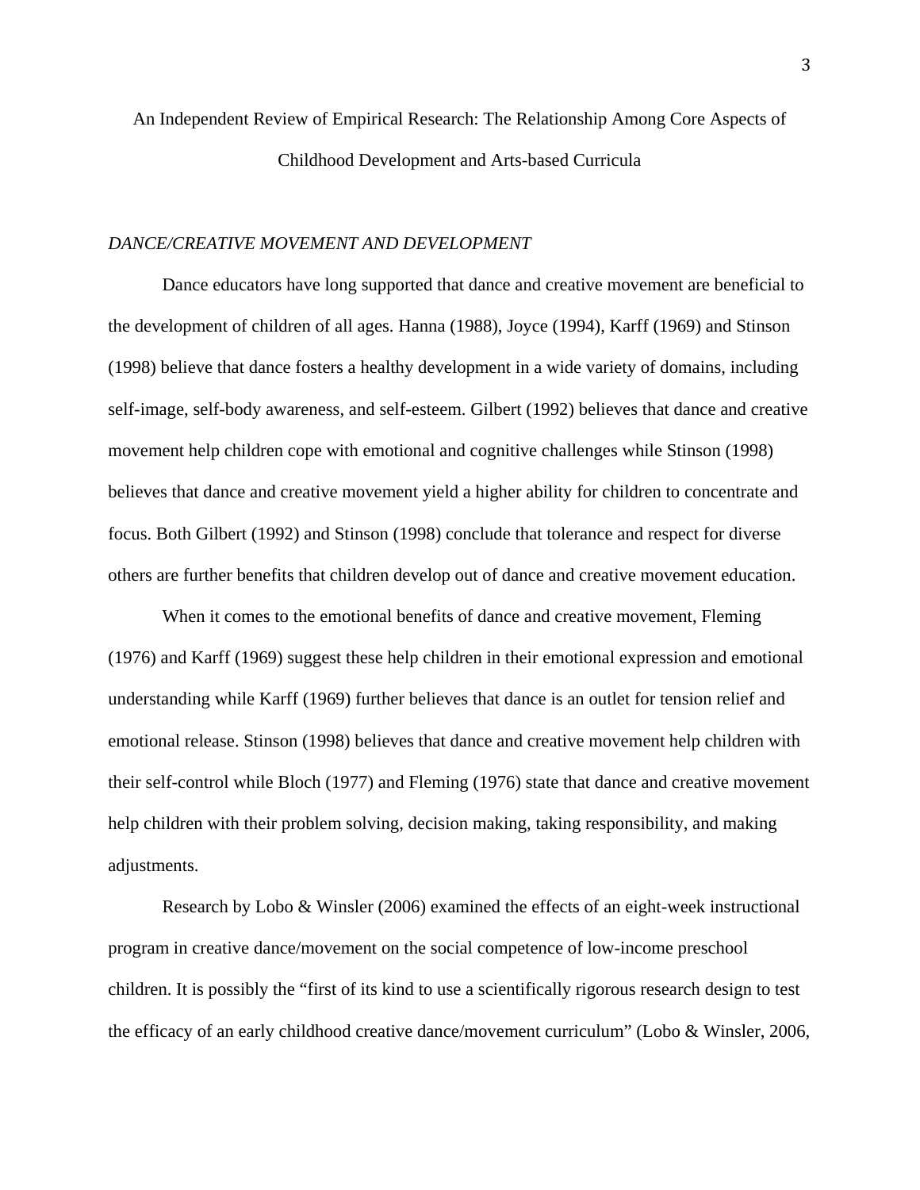An Independent Review of Empirical Research: The Relationship Among Core Aspects of Childhood Development and Arts-based Curricula

*DANCE/CREATIVE MOVEMENT AND DEVELOPMENT*

Dance educators have long supported that dance and creative movement are beneficial to the development of children of all ages. Hanna (1988), Joyce (1994), Karff (1969) and Stinson (1998) believe that dance fosters a healthy development in a wide variety of domains, including self-image, self-body awareness, and self-esteem. Gilbert (1992) believes that dance and creative movement help children cope with emotional and cognitive challenges while Stinson (1998) believes that dance and creative movement yield a higher ability for children to concentrate and focus. Both Gilbert (1992) and Stinson (1998) conclude that tolerance and respect for diverse others are further benefits that children develop out of dance and creative movement education.

When it comes to the emotional benefits of dance and creative movement, Fleming (1976) and Karff (1969) suggest these help children in their emotional expression and emotional understanding while Karff (1969) further believes that dance is an outlet for tension relief and emotional release. Stinson (1998) believes that dance and creative movement help children with their self-control while Bloch (1977) and Fleming (1976) state that dance and creative movement help children with their problem solving, decision making, taking responsibility, and making adjustments.

Research by Lobo & Winsler (2006) examined the effects of an eight-week instructional program in creative dance/movement on the social competence of low-income preschool children. It is possibly the "first of its kind to use a scientifically rigorous research design to test the efficacy of an early childhood creative dance/movement curriculum" (Lobo & Winsler, 2006,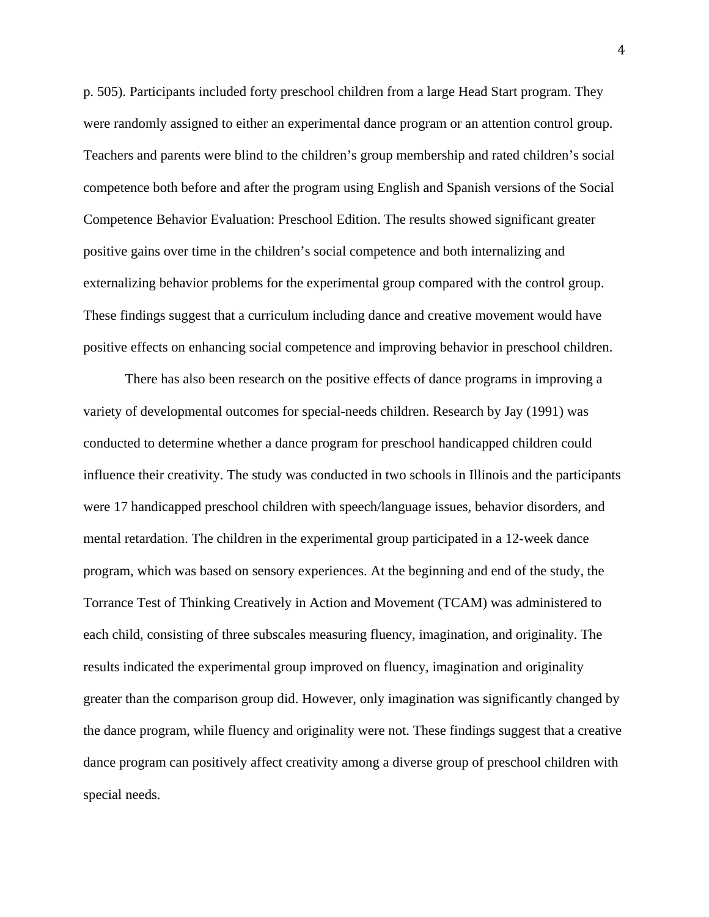p. 505). Participants included forty preschool children from a large Head Start program. They were randomly assigned to either an experimental dance program or an attention control group. Teachers and parents were blind to the children's group membership and rated children's social competence both before and after the program using English and Spanish versions of the Social Competence Behavior Evaluation: Preschool Edition. The results showed significant greater positive gains over time in the children's social competence and both internalizing and externalizing behavior problems for the experimental group compared with the control group. These findings suggest that a curriculum including dance and creative movement would have positive effects on enhancing social competence and improving behavior in preschool children.

There has also been research on the positive effects of dance programs in improving a variety of developmental outcomes for special-needs children. Research by Jay (1991) was conducted to determine whether a dance program for preschool handicapped children could influence their creativity. The study was conducted in two schools in Illinois and the participants were 17 handicapped preschool children with speech/language issues, behavior disorders, and mental retardation. The children in the experimental group participated in a 12-week dance program, which was based on sensory experiences. At the beginning and end of the study, the Torrance Test of Thinking Creatively in Action and Movement (TCAM) was administered to each child, consisting of three subscales measuring fluency, imagination, and originality. The results indicated the experimental group improved on fluency, imagination and originality greater than the comparison group did. However, only imagination was significantly changed by the dance program, while fluency and originality were not. These findings suggest that a creative dance program can positively affect creativity among a diverse group of preschool children with special needs.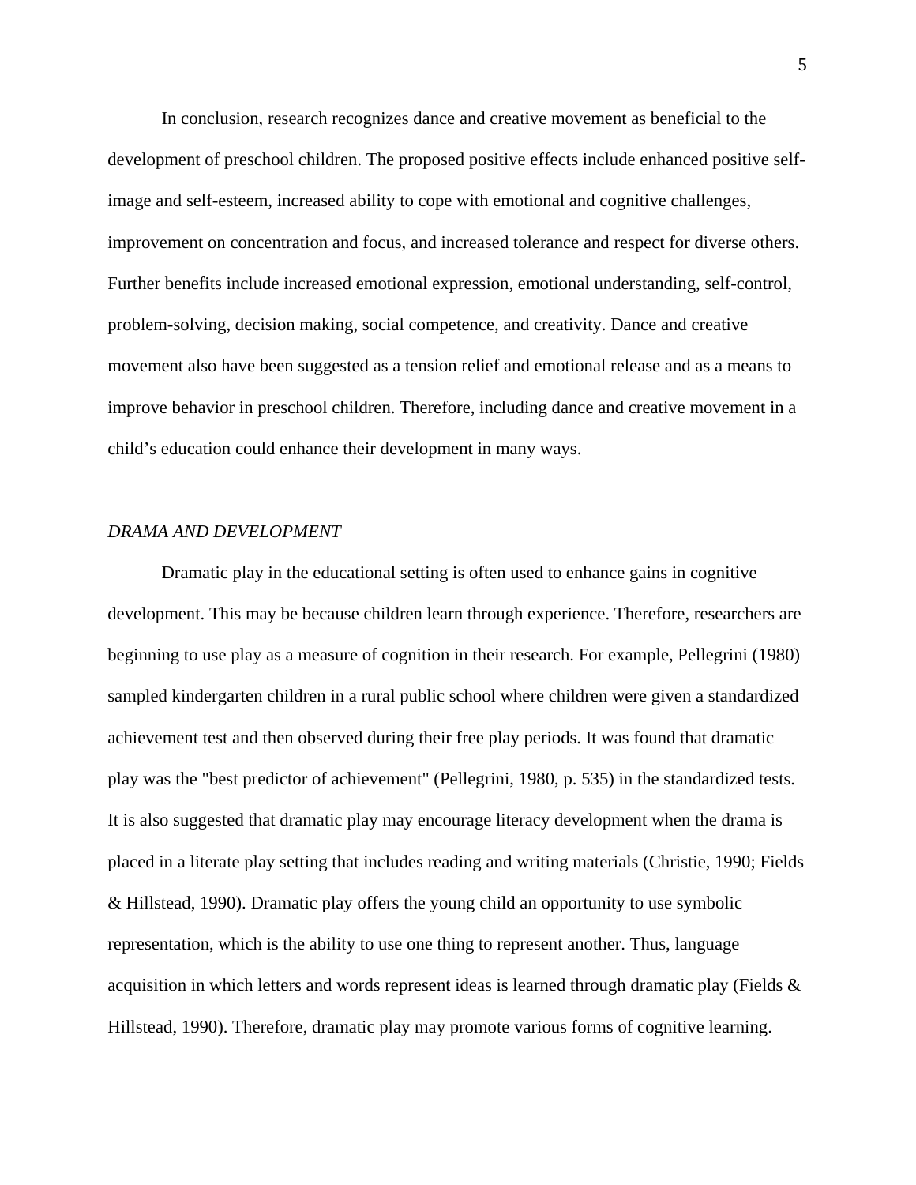In conclusion, research recognizes dance and creative movement as beneficial to the development of preschool children. The proposed positive effects include enhanced positive self-image and self-esteem, increased ability to cope with emotional and cognitive challenges, improvement on concentration and focus, and increased tolerance and respect for diverse others. Further benefits include increased emotional expression, emotional understanding, self-control, problem-solving, decision making, social competence, and creativity. Dance and creative movement also have been suggested as a tension relief and emotional release and as a means to improve behavior in preschool children. Therefore, including dance and creative movement in a child's education could enhance their development in many ways.

### *DRAMA AND DEVELOPMENT*

Dramatic play in the educational setting is often used to enhance gains in cognitive development. This may be because children learn through experience. Therefore, researchers are beginning to use play as a measure of cognition in their research. For example, Pellegrini (1980) sampled kindergarten children in a rural public school where children were given a standardized achievement test and then observed during their free play periods. It was found that dramatic play was the "best predictor of achievement" (Pellegrini, 1980, p. 535) in the standardized tests. It is also suggested that dramatic play may encourage literacy development when the drama is placed in a literate play setting that includes reading and writing materials (Christie, 1990; Fields & Hillstead, 1990). Dramatic play offers the young child an opportunity to use symbolic representation, which is the ability to use one thing to represent another. Thus, language acquisition in which letters and words represent ideas is learned through dramatic play (Fields & Hillstead, 1990). Therefore, dramatic play may promote various forms of cognitive learning.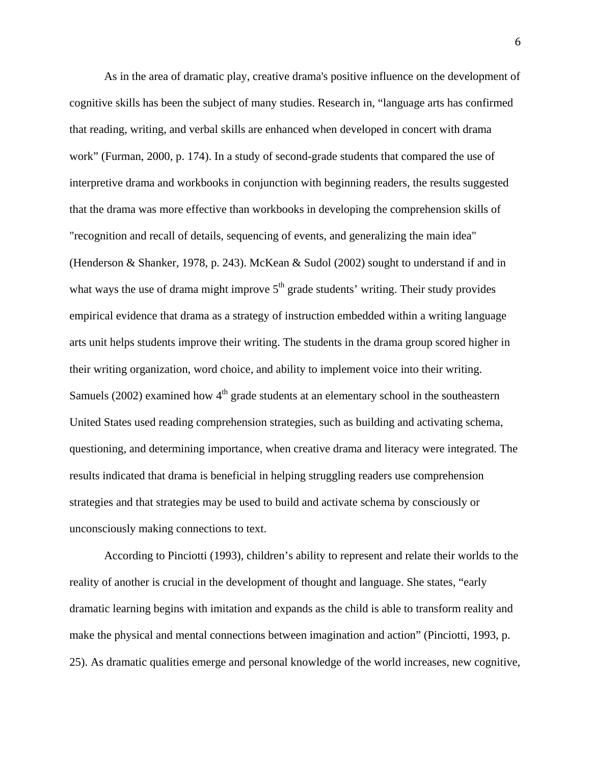As in the area of dramatic play, creative drama's positive influence on the development of cognitive skills has been the subject of many studies. Research in, "language arts has confirmed that reading, writing, and verbal skills are enhanced when developed in concert with drama work" (Furman, 2000, p. 174). In a study of second-grade students that compared the use of interpretive drama and workbooks in conjunction with beginning readers, the results suggested that the drama was more effective than workbooks in developing the comprehension skills of "recognition and recall of details, sequencing of events, and generalizing the main idea" (Henderson & Shanker, 1978, p. 243). McKean & Sudol (2002) sought to understand if and in what ways the use of drama might improve 5th grade students' writing. Their study provides empirical evidence that drama as a strategy of instruction embedded within a writing language arts unit helps students improve their writing. The students in the drama group scored higher in their writing organization, word choice, and ability to implement voice into their writing. Samuels (2002) examined how 4th grade students at an elementary school in the southeastern United States used reading comprehension strategies, such as building and activating schema, questioning, and determining importance, when creative drama and literacy were integrated. The results indicated that drama is beneficial in helping struggling readers use comprehension strategies and that strategies may be used to build and activate schema by consciously or unconsciously making connections to text.

According to Pinciotti (1993), children's ability to represent and relate their worlds to the reality of another is crucial in the development of thought and language. She states, "early dramatic learning begins with imitation and expands as the child is able to transform reality and make the physical and mental connections between imagination and action" (Pinciotti, 1993, p. 25). As dramatic qualities emerge and personal knowledge of the world increases, new cognitive,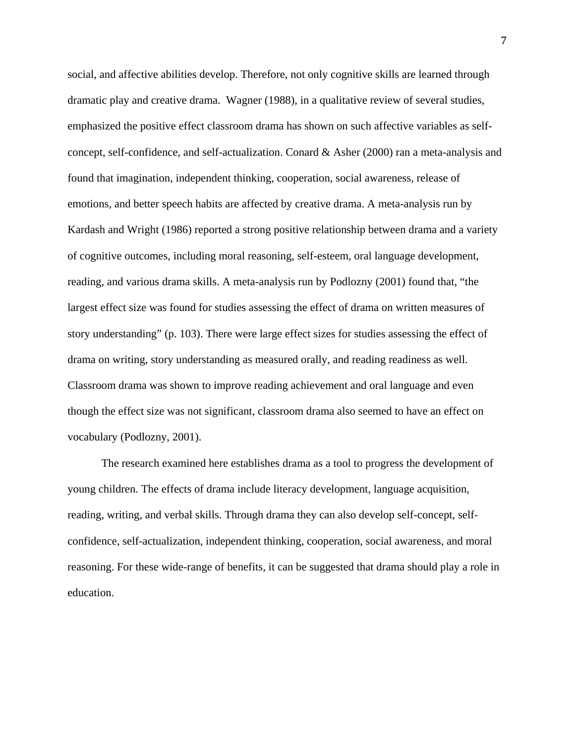social, and affective abilities develop. Therefore, not only cognitive skills are learned through dramatic play and creative drama. Wagner (1988), in a qualitative review of several studies, emphasized the positive effect classroom drama has shown on such affective variables as self-concept, self-confidence, and self-actualization. Conard & Asher (2000) ran a meta-analysis and found that imagination, independent thinking, cooperation, social awareness, release of emotions, and better speech habits are affected by creative drama. A meta-analysis run by Kardash and Wright (1986) reported a strong positive relationship between drama and a variety of cognitive outcomes, including moral reasoning, self-esteem, oral language development, reading, and various drama skills. A meta-analysis run by Podlozny (2001) found that, "the largest effect size was found for studies assessing the effect of drama on written measures of story understanding" (p. 103). There were large effect sizes for studies assessing the effect of drama on writing, story understanding as measured orally, and reading readiness as well. Classroom drama was shown to improve reading achievement and oral language and even though the effect size was not significant, classroom drama also seemed to have an effect on vocabulary (Podlozny, 2001).

The research examined here establishes drama as a tool to progress the development of young children. The effects of drama include literacy development, language acquisition, reading, writing, and verbal skills. Through drama they can also develop self-concept, self-confidence, self-actualization, independent thinking, cooperation, social awareness, and moral reasoning. For these wide-range of benefits, it can be suggested that drama should play a role in education.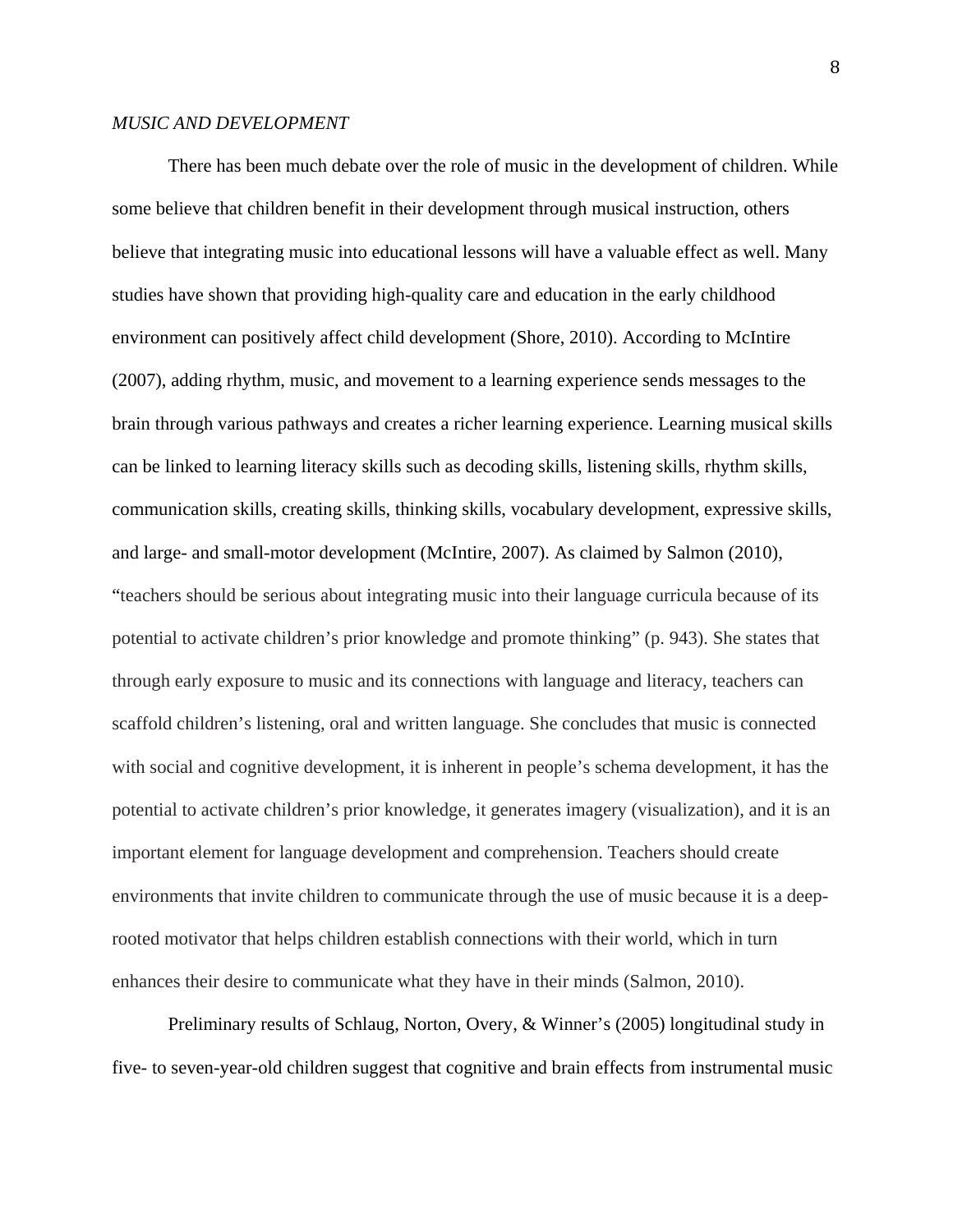*MUSIC AND DEVELOPMENT*

There has been much debate over the role of music in the development of children. While some believe that children benefit in their development through musical instruction, others believe that integrating music into educational lessons will have a valuable effect as well. Many studies have shown that providing high-quality care and education in the early childhood environment can positively affect child development (Shore, 2010). According to McIntire (2007), adding rhythm, music, and movement to a learning experience sends messages to the brain through various pathways and creates a richer learning experience. Learning musical skills can be linked to learning literacy skills such as decoding skills, listening skills, rhythm skills, communication skills, creating skills, thinking skills, vocabulary development, expressive skills, and large- and small-motor development (McIntire, 2007). As claimed by Salmon (2010), "teachers should be serious about integrating music into their language curricula because of its potential to activate children's prior knowledge and promote thinking" (p. 943). She states that through early exposure to music and its connections with language and literacy, teachers can scaffold children's listening, oral and written language. She concludes that music is connected with social and cognitive development, it is inherent in people's schema development, it has the potential to activate children's prior knowledge, it generates imagery (visualization), and it is an important element for language development and comprehension. Teachers should create environments that invite children to communicate through the use of music because it is a deep-rooted motivator that helps children establish connections with their world, which in turn enhances their desire to communicate what they have in their minds (Salmon, 2010).

Preliminary results of Schlaug, Norton, Overy, & Winner's (2005) longitudinal study in five- to seven-year-old children suggest that cognitive and brain effects from instrumental music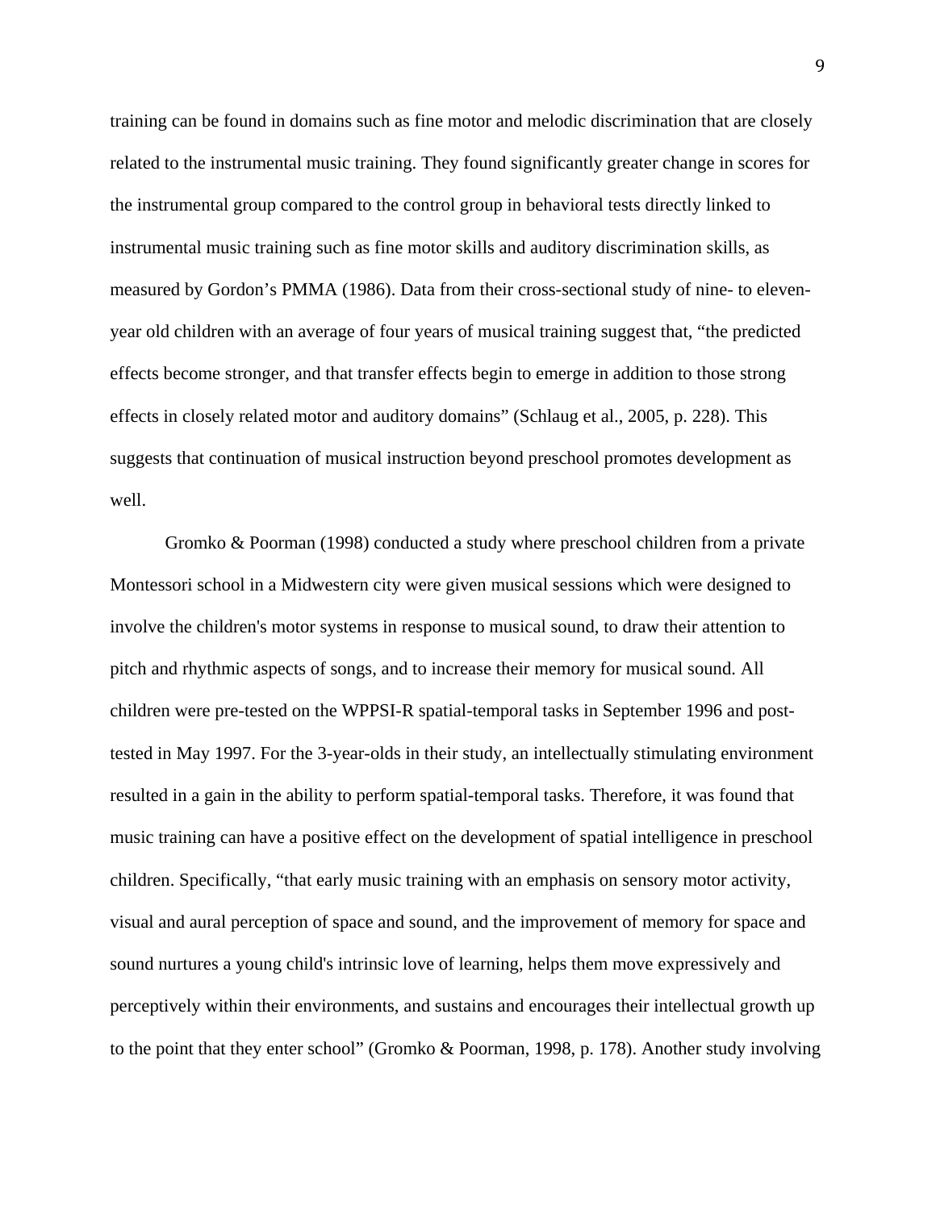training can be found in domains such as fine motor and melodic discrimination that are closely related to the instrumental music training. They found significantly greater change in scores for the instrumental group compared to the control group in behavioral tests directly linked to instrumental music training such as fine motor skills and auditory discrimination skills, as measured by Gordon's PMMA (1986). Data from their cross-sectional study of nine- to eleven-year old children with an average of four years of musical training suggest that, "the predicted effects become stronger, and that transfer effects begin to emerge in addition to those strong effects in closely related motor and auditory domains" (Schlaug et al., 2005, p. 228). This suggests that continuation of musical instruction beyond preschool promotes development as well.

Gromko & Poorman (1998) conducted a study where preschool children from a private Montessori school in a Midwestern city were given musical sessions which were designed to involve the children's motor systems in response to musical sound, to draw their attention to pitch and rhythmic aspects of songs, and to increase their memory for musical sound. All children were pre-tested on the WPPSI-R spatial-temporal tasks in September 1996 and post-tested in May 1997. For the 3-year-olds in their study, an intellectually stimulating environment resulted in a gain in the ability to perform spatial-temporal tasks. Therefore, it was found that music training can have a positive effect on the development of spatial intelligence in preschool children. Specifically, "that early music training with an emphasis on sensory motor activity, visual and aural perception of space and sound, and the improvement of memory for space and sound nurtures a young child's intrinsic love of learning, helps them move expressively and perceptively within their environments, and sustains and encourages their intellectual growth up to the point that they enter school" (Gromko & Poorman, 1998, p. 178). Another study involving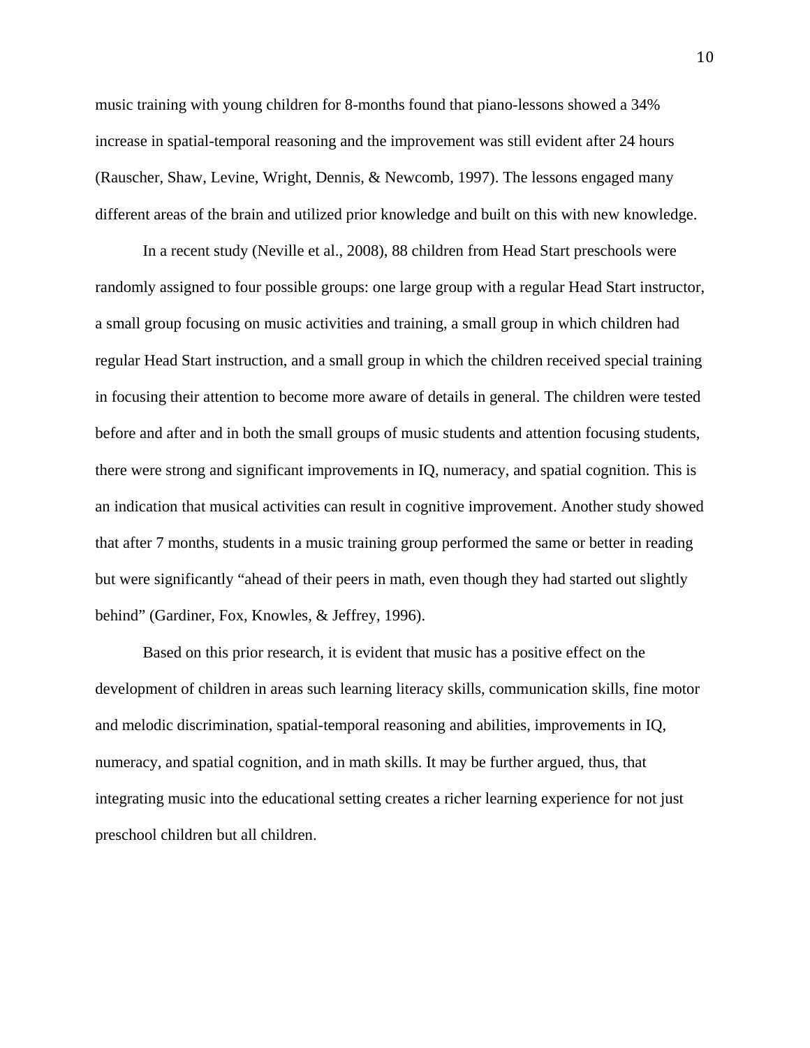music training with young children for 8-months found that piano-lessons showed a 34% increase in spatial-temporal reasoning and the improvement was still evident after 24 hours (Rauscher, Shaw, Levine, Wright, Dennis, & Newcomb, 1997). The lessons engaged many different areas of the brain and utilized prior knowledge and built on this with new knowledge.

In a recent study (Neville et al., 2008), 88 children from Head Start preschools were randomly assigned to four possible groups: one large group with a regular Head Start instructor, a small group focusing on music activities and training, a small group in which children had regular Head Start instruction, and a small group in which the children received special training in focusing their attention to become more aware of details in general. The children were tested before and after and in both the small groups of music students and attention focusing students, there were strong and significant improvements in IQ, numeracy, and spatial cognition. This is an indication that musical activities can result in cognitive improvement. Another study showed that after 7 months, students in a music training group performed the same or better in reading but were significantly "ahead of their peers in math, even though they had started out slightly behind" (Gardiner, Fox, Knowles, & Jeffrey, 1996).

Based on this prior research, it is evident that music has a positive effect on the development of children in areas such learning literacy skills, communication skills, fine motor and melodic discrimination, spatial-temporal reasoning and abilities, improvements in IQ, numeracy, and spatial cognition, and in math skills. It may be further argued, thus, that integrating music into the educational setting creates a richer learning experience for not just preschool children but all children.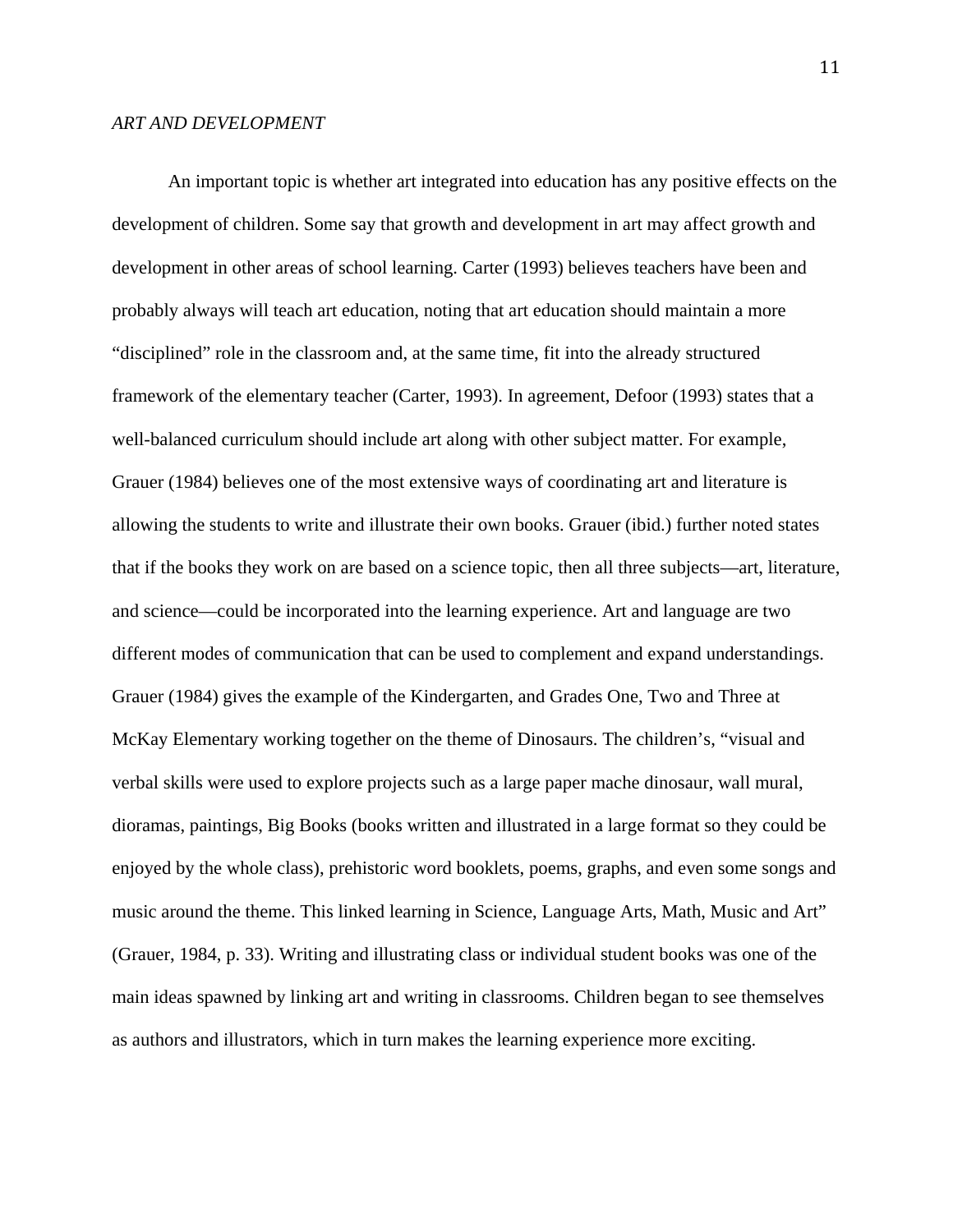*ART AND DEVELOPMENT*

An important topic is whether art integrated into education has any positive effects on the development of children. Some say that growth and development in art may affect growth and development in other areas of school learning. Carter (1993) believes teachers have been and probably always will teach art education, noting that art education should maintain a more "disciplined" role in the classroom and, at the same time, fit into the already structured framework of the elementary teacher (Carter, 1993). In agreement, Defoor (1993) states that a well-balanced curriculum should include art along with other subject matter. For example, Grauer (1984) believes one of the most extensive ways of coordinating art and literature is allowing the students to write and illustrate their own books. Grauer (ibid.) further noted states that if the books they work on are based on a science topic, then all three subjects—art, literature, and science—could be incorporated into the learning experience. Art and language are two different modes of communication that can be used to complement and expand understandings. Grauer (1984) gives the example of the Kindergarten, and Grades One, Two and Three at McKay Elementary working together on the theme of Dinosaurs. The children's, "visual and verbal skills were used to explore projects such as a large paper mache dinosaur, wall mural, dioramas, paintings, Big Books (books written and illustrated in a large format so they could be enjoyed by the whole class), prehistoric word booklets, poems, graphs, and even some songs and music around the theme. This linked learning in Science, Language Arts, Math, Music and Art" (Grauer, 1984, p. 33). Writing and illustrating class or individual student books was one of the main ideas spawned by linking art and writing in classrooms. Children began to see themselves as authors and illustrators, which in turn makes the learning experience more exciting.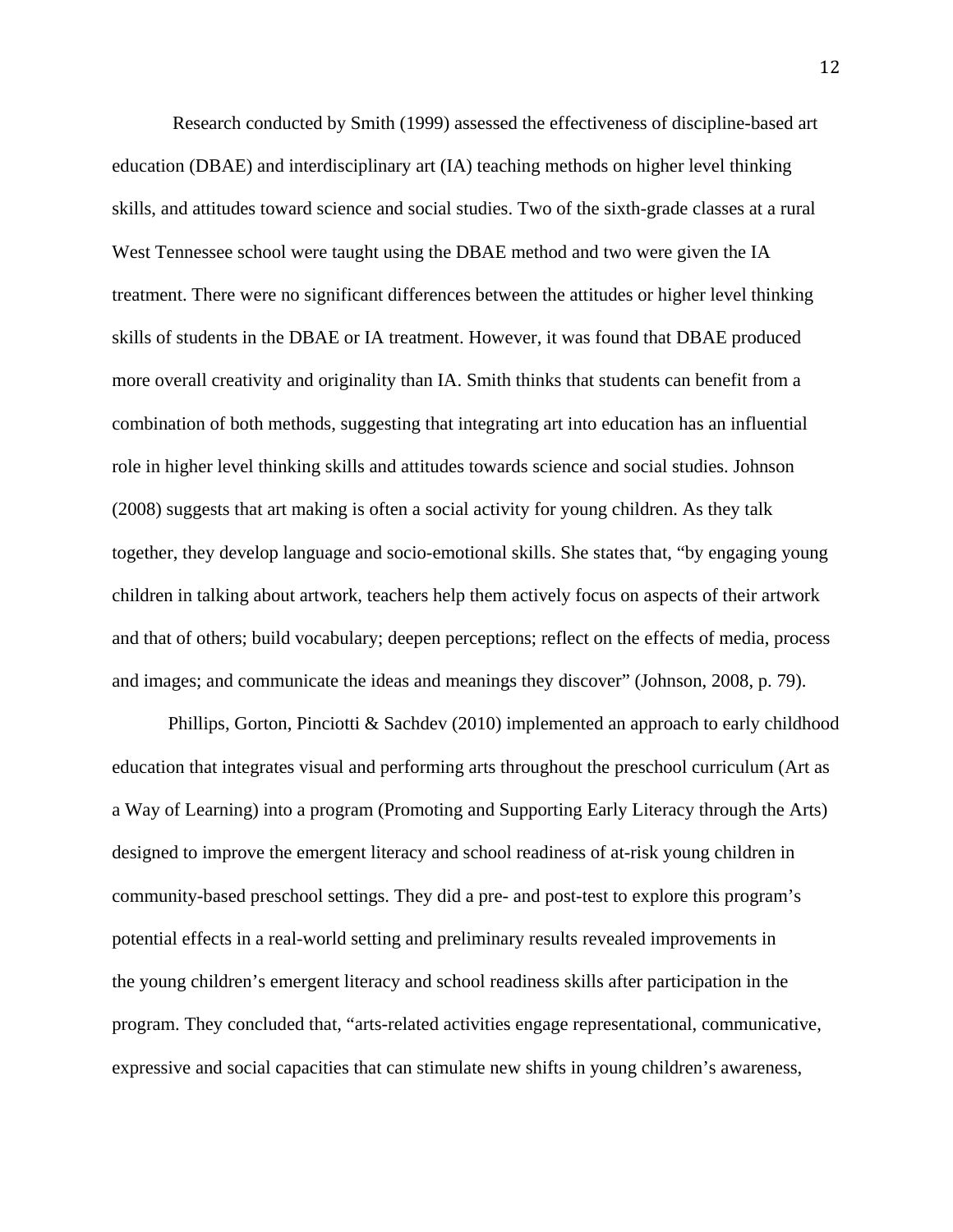Research conducted by Smith (1999) assessed the effectiveness of discipline-based art education (DBAE) and interdisciplinary art (IA) teaching methods on higher level thinking skills, and attitudes toward science and social studies. Two of the sixth-grade classes at a rural West Tennessee school were taught using the DBAE method and two were given the IA treatment. There were no significant differences between the attitudes or higher level thinking skills of students in the DBAE or IA treatment. However, it was found that DBAE produced more overall creativity and originality than IA. Smith thinks that students can benefit from a combination of both methods, suggesting that integrating art into education has an influential role in higher level thinking skills and attitudes towards science and social studies. Johnson (2008) suggests that art making is often a social activity for young children. As they talk together, they develop language and socio-emotional skills. She states that, "by engaging young children in talking about artwork, teachers help them actively focus on aspects of their artwork and that of others; build vocabulary; deepen perceptions; reflect on the effects of media, process and images; and communicate the ideas and meanings they discover" (Johnson, 2008, p. 79).

Phillips, Gorton, Pinciotti & Sachdev (2010) implemented an approach to early childhood education that integrates visual and performing arts throughout the preschool curriculum (Art as a Way of Learning) into a program (Promoting and Supporting Early Literacy through the Arts) designed to improve the emergent literacy and school readiness of at-risk young children in community-based preschool settings. They did a pre- and post-test to explore this program's potential effects in a real-world setting and preliminary results revealed improvements in the young children's emergent literacy and school readiness skills after participation in the program. They concluded that, "arts-related activities engage representational, communicative, expressive and social capacities that can stimulate new shifts in young children's awareness,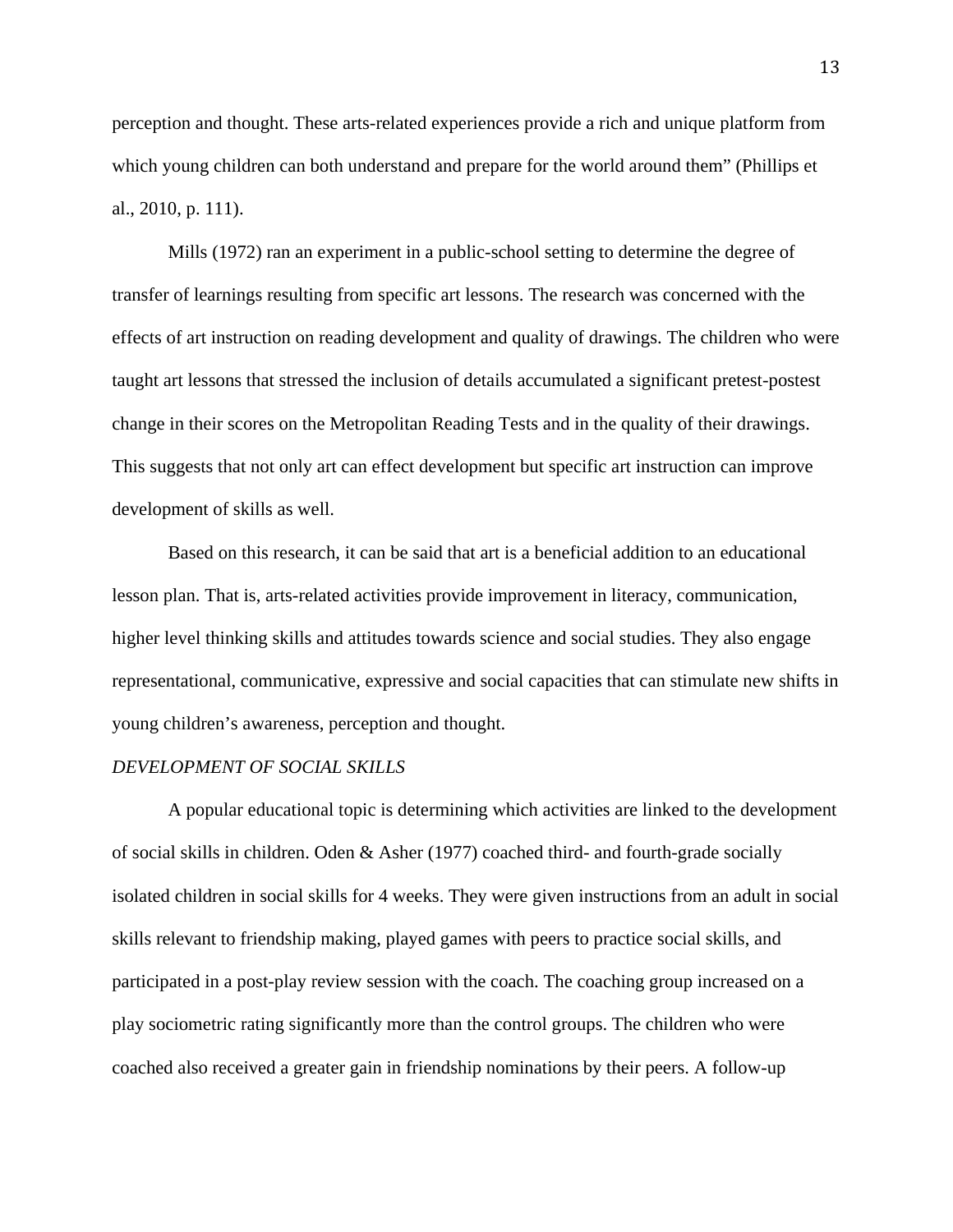perception and thought. These arts-related experiences provide a rich and unique platform from which young children can both understand and prepare for the world around them" (Phillips et al., 2010, p. 111).

Mills (1972) ran an experiment in a public-school setting to determine the degree of transfer of learnings resulting from specific art lessons. The research was concerned with the effects of art instruction on reading development and quality of drawings. The children who were taught art lessons that stressed the inclusion of details accumulated a significant pretest-postest change in their scores on the Metropolitan Reading Tests and in the quality of their drawings. This suggests that not only art can effect development but specific art instruction can improve development of skills as well.

Based on this research, it can be said that art is a beneficial addition to an educational lesson plan. That is, arts-related activities provide improvement in literacy, communication, higher level thinking skills and attitudes towards science and social studies. They also engage representational, communicative, expressive and social capacities that can stimulate new shifts in young children's awareness, perception and thought.

*DEVELOPMENT OF SOCIAL SKILLS*

A popular educational topic is determining which activities are linked to the development of social skills in children. Oden & Asher (1977) coached third- and fourth-grade socially isolated children in social skills for 4 weeks. They were given instructions from an adult in social skills relevant to friendship making, played games with peers to practice social skills, and participated in a post-play review session with the coach. The coaching group increased on a play sociometric rating significantly more than the control groups. The children who were coached also received a greater gain in friendship nominations by their peers. A follow-up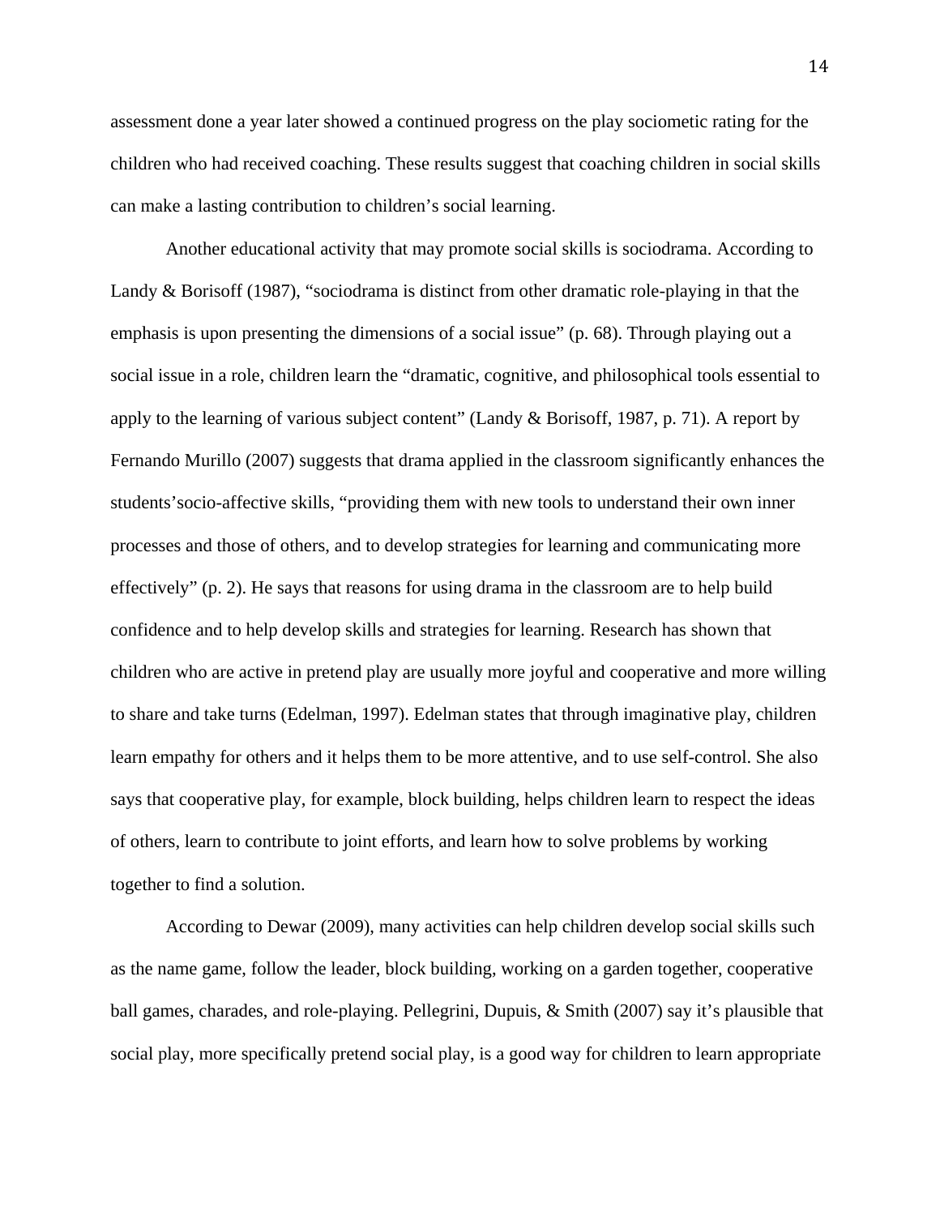assessment done a year later showed a continued progress on the play sociometic rating for the children who had received coaching. These results suggest that coaching children in social skills can make a lasting contribution to children's social learning.

Another educational activity that may promote social skills is sociodrama. According to Landy & Borisoff (1987), "sociodrama is distinct from other dramatic role-playing in that the emphasis is upon presenting the dimensions of a social issue" (p. 68). Through playing out a social issue in a role, children learn the "dramatic, cognitive, and philosophical tools essential to apply to the learning of various subject content" (Landy & Borisoff, 1987, p. 71). A report by Fernando Murillo (2007) suggests that drama applied in the classroom significantly enhances the students'socio-affective skills, "providing them with new tools to understand their own inner processes and those of others, and to develop strategies for learning and communicating more effectively" (p. 2). He says that reasons for using drama in the classroom are to help build confidence and to help develop skills and strategies for learning. Research has shown that children who are active in pretend play are usually more joyful and cooperative and more willing to share and take turns (Edelman, 1997). Edelman states that through imaginative play, children learn empathy for others and it helps them to be more attentive, and to use self-control. She also says that cooperative play, for example, block building, helps children learn to respect the ideas of others, learn to contribute to joint efforts, and learn how to solve problems by working together to find a solution.

According to Dewar (2009), many activities can help children develop social skills such as the name game, follow the leader, block building, working on a garden together, cooperative ball games, charades, and role-playing. Pellegrini, Dupuis, & Smith (2007) say it's plausible that social play, more specifically pretend social play, is a good way for children to learn appropriate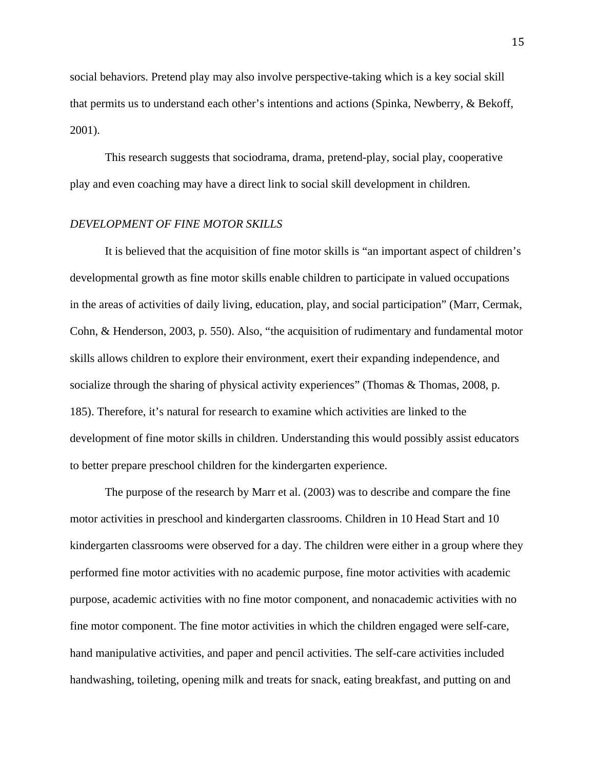social behaviors. Pretend play may also involve perspective-taking which is a key social skill that permits us to understand each other's intentions and actions (Spinka, Newberry, & Bekoff, 2001).

This research suggests that sociodrama, drama, pretend-play, social play, cooperative play and even coaching may have a direct link to social skill development in children.

### *DEVELOPMENT OF FINE MOTOR SKILLS*

It is believed that the acquisition of fine motor skills is "an important aspect of children's developmental growth as fine motor skills enable children to participate in valued occupations in the areas of activities of daily living, education, play, and social participation" (Marr, Cermak, Cohn, & Henderson, 2003, p. 550). Also, "the acquisition of rudimentary and fundamental motor skills allows children to explore their environment, exert their expanding independence, and socialize through the sharing of physical activity experiences" (Thomas & Thomas, 2008, p. 185). Therefore, it's natural for research to examine which activities are linked to the development of fine motor skills in children. Understanding this would possibly assist educators to better prepare preschool children for the kindergarten experience.

The purpose of the research by Marr et al. (2003) was to describe and compare the fine motor activities in preschool and kindergarten classrooms. Children in 10 Head Start and 10 kindergarten classrooms were observed for a day. The children were either in a group where they performed fine motor activities with no academic purpose, fine motor activities with academic purpose, academic activities with no fine motor component, and nonacademic activities with no fine motor component. The fine motor activities in which the children engaged were self-care, hand manipulative activities, and paper and pencil activities. The self-care activities included handwashing, toileting, opening milk and treats for snack, eating breakfast, and putting on and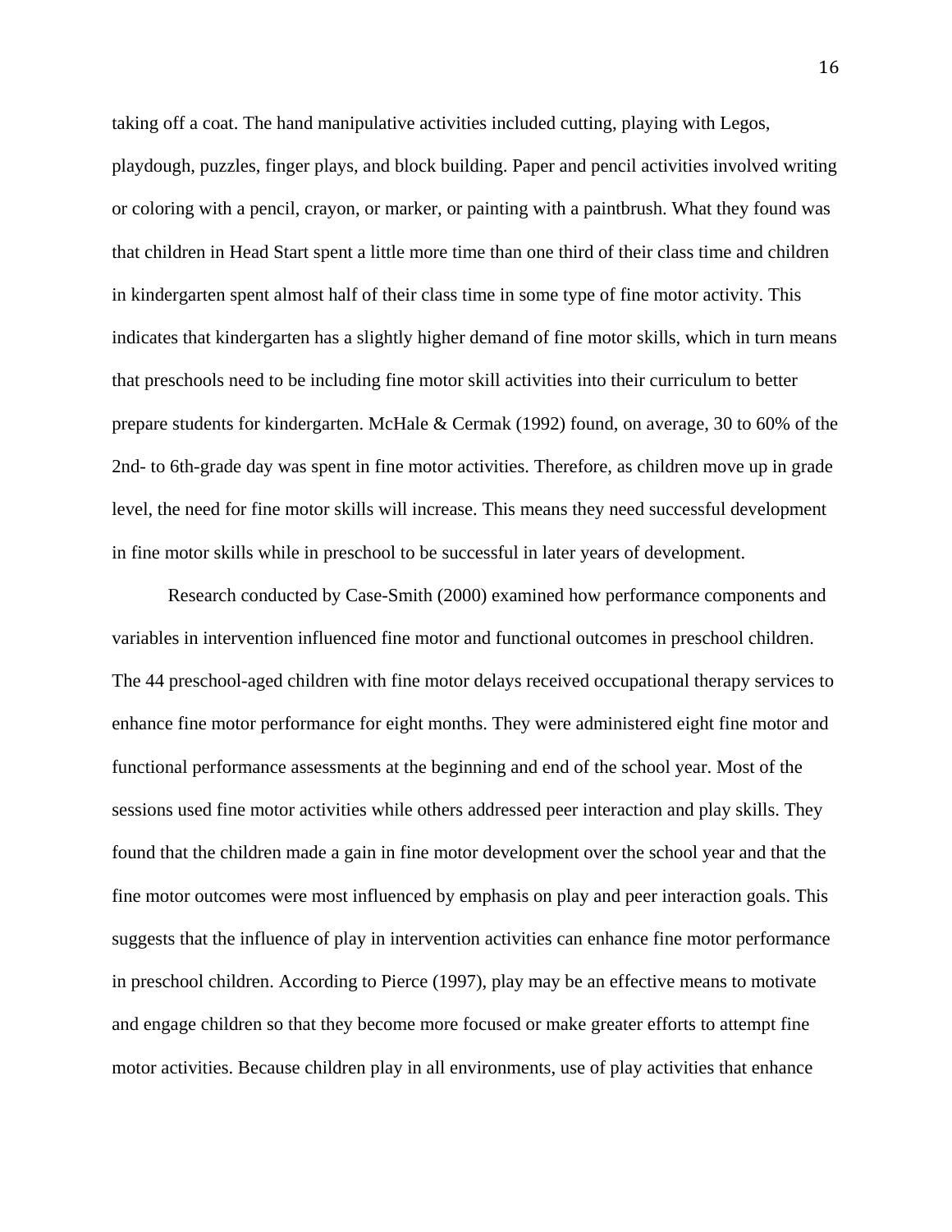taking off a coat. The hand manipulative activities included cutting, playing with Legos, playdough, puzzles, finger plays, and block building. Paper and pencil activities involved writing or coloring with a pencil, crayon, or marker, or painting with a paintbrush. What they found was that children in Head Start spent a little more time than one third of their class time and children in kindergarten spent almost half of their class time in some type of fine motor activity. This indicates that kindergarten has a slightly higher demand of fine motor skills, which in turn means that preschools need to be including fine motor skill activities into their curriculum to better prepare students for kindergarten. McHale & Cermak (1992) found, on average, 30 to 60% of the 2nd- to 6th-grade day was spent in fine motor activities. Therefore, as children move up in grade level, the need for fine motor skills will increase. This means they need successful development in fine motor skills while in preschool to be successful in later years of development.

Research conducted by Case-Smith (2000) examined how performance components and variables in intervention influenced fine motor and functional outcomes in preschool children. The 44 preschool-aged children with fine motor delays received occupational therapy services to enhance fine motor performance for eight months. They were administered eight fine motor and functional performance assessments at the beginning and end of the school year. Most of the sessions used fine motor activities while others addressed peer interaction and play skills. They found that the children made a gain in fine motor development over the school year and that the fine motor outcomes were most influenced by emphasis on play and peer interaction goals. This suggests that the influence of play in intervention activities can enhance fine motor performance in preschool children. According to Pierce (1997), play may be an effective means to motivate and engage children so that they become more focused or make greater efforts to attempt fine motor activities. Because children play in all environments, use of play activities that enhance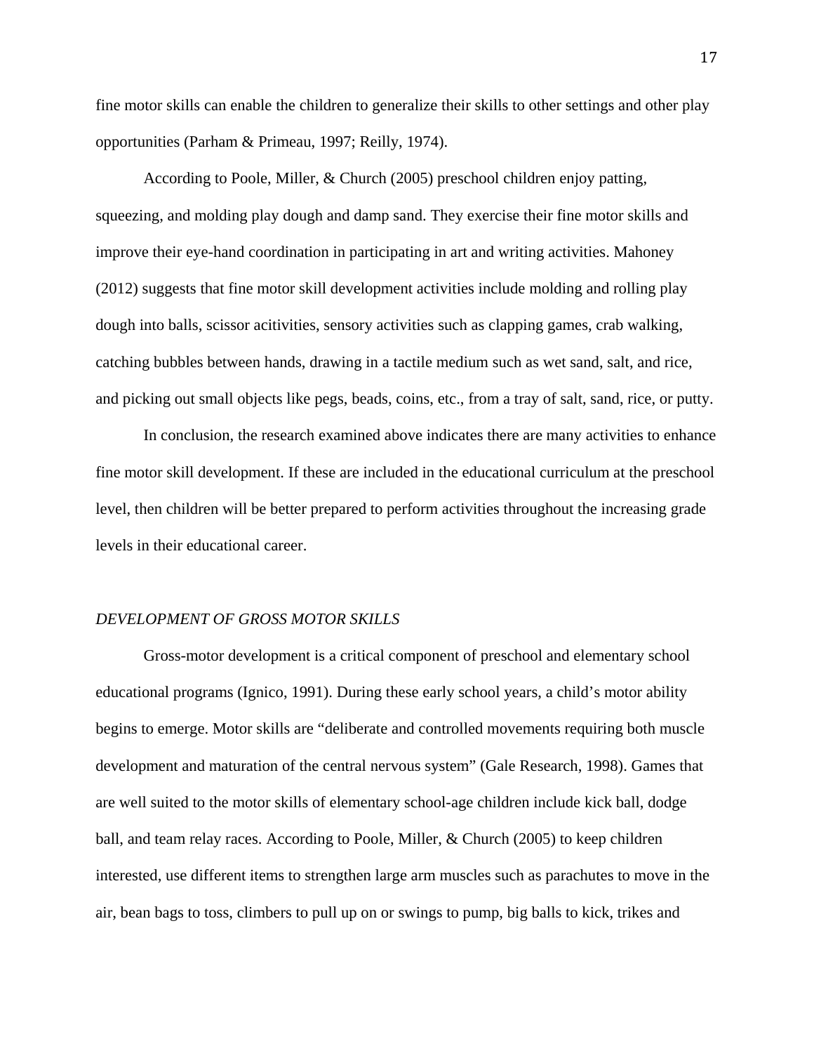fine motor skills can enable the children to generalize their skills to other settings and other play opportunities (Parham & Primeau, 1997; Reilly, 1974).

According to Poole, Miller, & Church (2005) preschool children enjoy patting, squeezing, and molding play dough and damp sand. They exercise their fine motor skills and improve their eye-hand coordination in participating in art and writing activities. Mahoney (2012) suggests that fine motor skill development activities include molding and rolling play dough into balls, scissor acitivities, sensory activities such as clapping games, crab walking, catching bubbles between hands, drawing in a tactile medium such as wet sand, salt, and rice, and picking out small objects like pegs, beads, coins, etc., from a tray of salt, sand, rice, or putty.

In conclusion, the research examined above indicates there are many activities to enhance fine motor skill development. If these are included in the educational curriculum at the preschool level, then children will be better prepared to perform activities throughout the increasing grade levels in their educational career.

### *DEVELOPMENT OF GROSS MOTOR SKILLS*

Gross-motor development is a critical component of preschool and elementary school educational programs (Ignico, 1991). During these early school years, a child's motor ability begins to emerge. Motor skills are "deliberate and controlled movements requiring both muscle development and maturation of the central nervous system" (Gale Research, 1998). Games that are well suited to the motor skills of elementary school-age children include kick ball, dodge ball, and team relay races. According to Poole, Miller, & Church (2005) to keep children interested, use different items to strengthen large arm muscles such as parachutes to move in the air, bean bags to toss, climbers to pull up on or swings to pump, big balls to kick, trikes and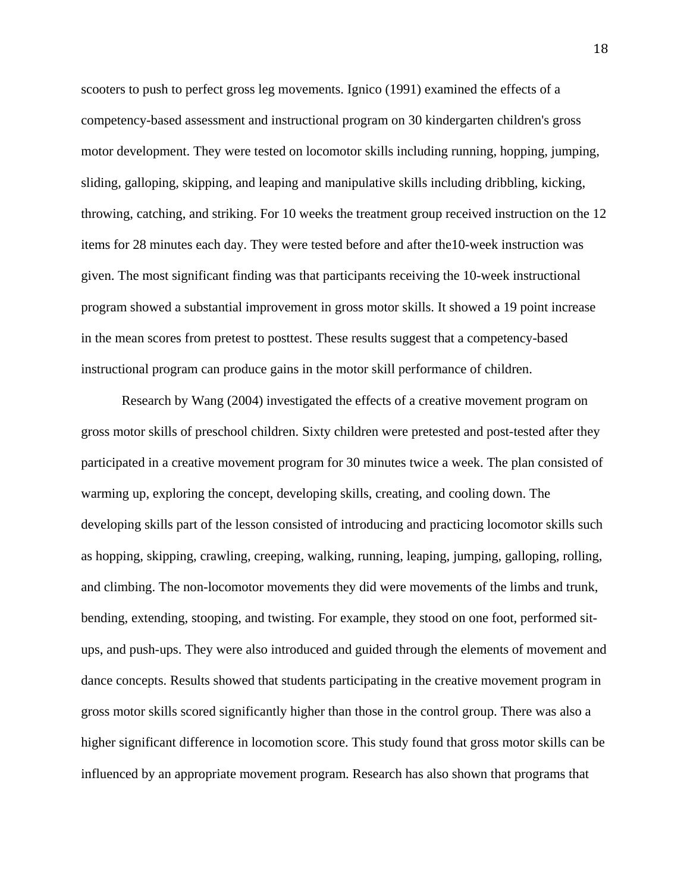scooters to push to perfect gross leg movements. Ignico (1991) examined the effects of a competency-based assessment and instructional program on 30 kindergarten children's gross motor development. They were tested on locomotor skills including running, hopping, jumping, sliding, galloping, skipping, and leaping and manipulative skills including dribbling, kicking, throwing, catching, and striking. For 10 weeks the treatment group received instruction on the 12 items for 28 minutes each day. They were tested before and after the10-week instruction was given. The most significant finding was that participants receiving the 10-week instructional program showed a substantial improvement in gross motor skills. It showed a 19 point increase in the mean scores from pretest to posttest. These results suggest that a competency-based instructional program can produce gains in the motor skill performance of children.

Research by Wang (2004) investigated the effects of a creative movement program on gross motor skills of preschool children. Sixty children were pretested and post-tested after they participated in a creative movement program for 30 minutes twice a week. The plan consisted of warming up, exploring the concept, developing skills, creating, and cooling down. The developing skills part of the lesson consisted of introducing and practicing locomotor skills such as hopping, skipping, crawling, creeping, walking, running, leaping, jumping, galloping, rolling, and climbing. The non-locomotor movements they did were movements of the limbs and trunk, bending, extending, stooping, and twisting. For example, they stood on one foot, performed sit-ups, and push-ups. They were also introduced and guided through the elements of movement and dance concepts. Results showed that students participating in the creative movement program in gross motor skills scored significantly higher than those in the control group. There was also a higher significant difference in locomotion score. This study found that gross motor skills can be influenced by an appropriate movement program. Research has also shown that programs that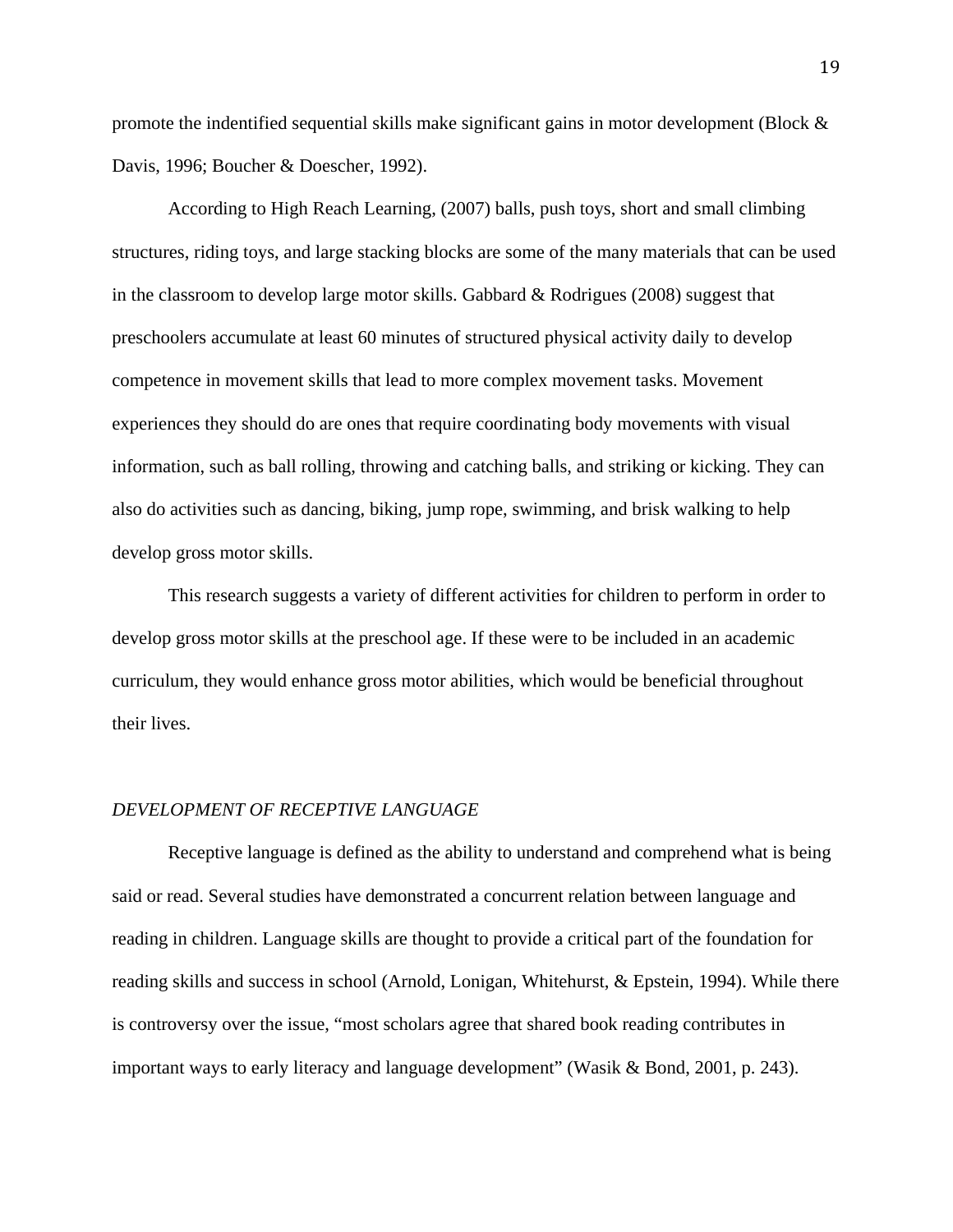promote the indentified sequential skills make significant gains in motor development (Block & Davis, 1996; Boucher & Doescher, 1992).

According to High Reach Learning, (2007) balls, push toys, short and small climbing structures, riding toys, and large stacking blocks are some of the many materials that can be used in the classroom to develop large motor skills. Gabbard & Rodrigues (2008) suggest that preschoolers accumulate at least 60 minutes of structured physical activity daily to develop competence in movement skills that lead to more complex movement tasks. Movement experiences they should do are ones that require coordinating body movements with visual information, such as ball rolling, throwing and catching balls, and striking or kicking. They can also do activities such as dancing, biking, jump rope, swimming, and brisk walking to help develop gross motor skills.

This research suggests a variety of different activities for children to perform in order to develop gross motor skills at the preschool age. If these were to be included in an academic curriculum, they would enhance gross motor abilities, which would be beneficial throughout their lives.

### *DEVELOPMENT OF RECEPTIVE LANGUAGE*

Receptive language is defined as the ability to understand and comprehend what is being said or read. Several studies have demonstrated a concurrent relation between language and reading in children. Language skills are thought to provide a critical part of the foundation for reading skills and success in school (Arnold, Lonigan, Whitehurst, & Epstein, 1994). While there is controversy over the issue, "most scholars agree that shared book reading contributes in important ways to early literacy and language development" (Wasik & Bond, 2001, p. 243).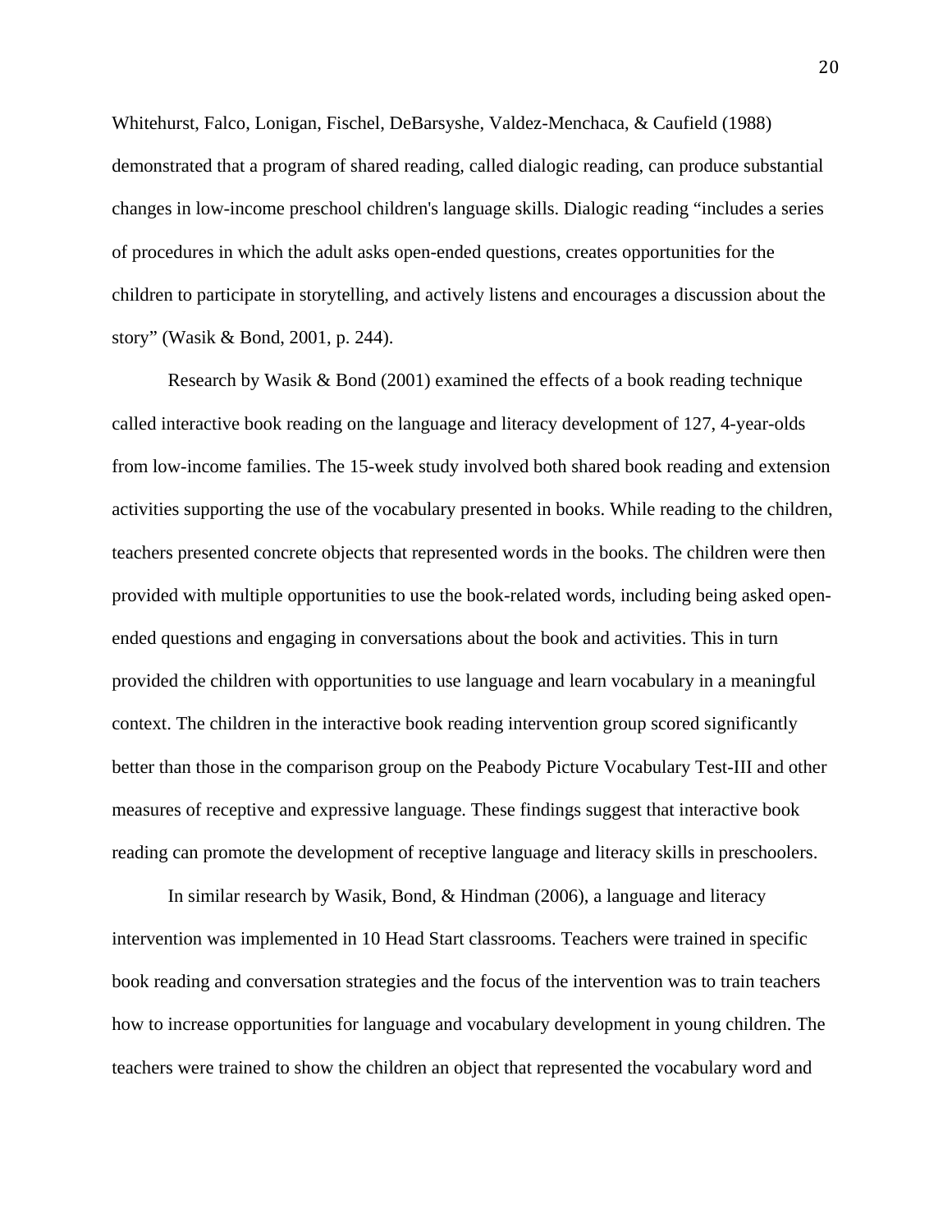Whitehurst, Falco, Lonigan, Fischel, DeBarsyshe, Valdez-Menchaca, & Caufield (1988) demonstrated that a program of shared reading, called dialogic reading, can produce substantial changes in low-income preschool children's language skills. Dialogic reading "includes a series of procedures in which the adult asks open-ended questions, creates opportunities for the children to participate in storytelling, and actively listens and encourages a discussion about the story" (Wasik & Bond, 2001, p. 244).

Research by Wasik & Bond (2001) examined the effects of a book reading technique called interactive book reading on the language and literacy development of 127, 4-year-olds from low-income families. The 15-week study involved both shared book reading and extension activities supporting the use of the vocabulary presented in books. While reading to the children, teachers presented concrete objects that represented words in the books. The children were then provided with multiple opportunities to use the book-related words, including being asked open-ended questions and engaging in conversations about the book and activities. This in turn provided the children with opportunities to use language and learn vocabulary in a meaningful context. The children in the interactive book reading intervention group scored significantly better than those in the comparison group on the Peabody Picture Vocabulary Test-III and other measures of receptive and expressive language. These findings suggest that interactive book reading can promote the development of receptive language and literacy skills in preschoolers.

In similar research by Wasik, Bond, & Hindman (2006), a language and literacy intervention was implemented in 10 Head Start classrooms. Teachers were trained in specific book reading and conversation strategies and the focus of the intervention was to train teachers how to increase opportunities for language and vocabulary development in young children. The teachers were trained to show the children an object that represented the vocabulary word and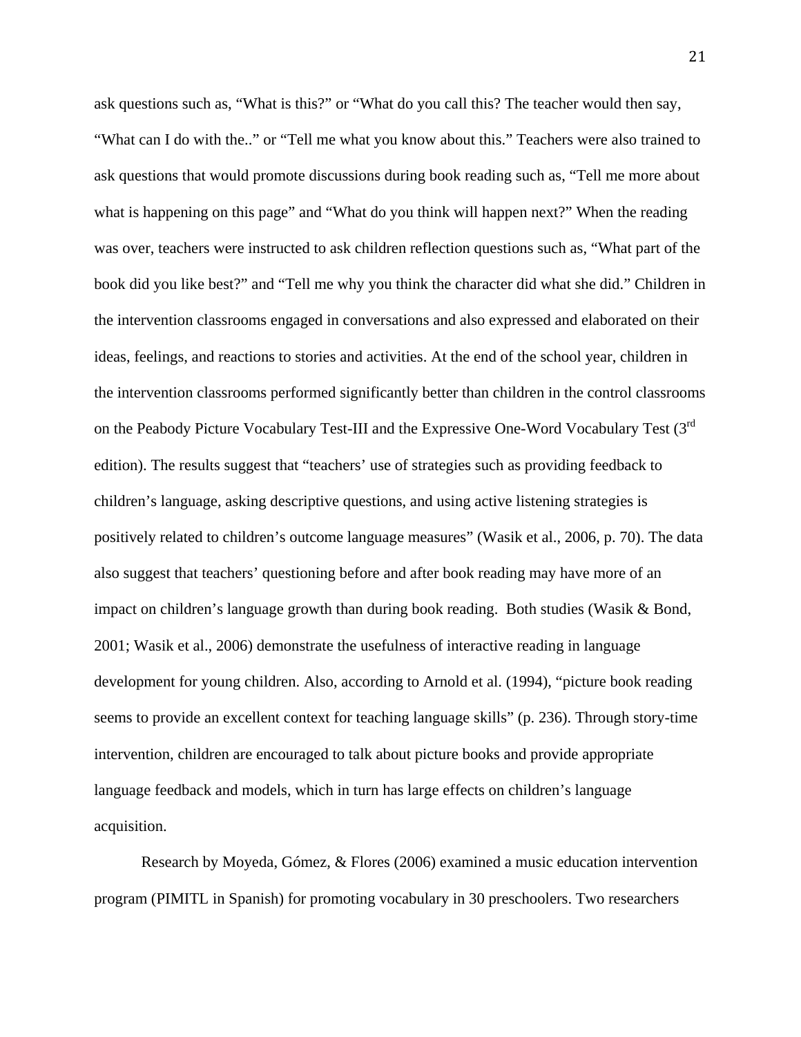ask questions such as, “What is this?” or “What do you call this? The teacher would then say, “What can I do with the..” or “Tell me what you know about this.” Teachers were also trained to ask questions that would promote discussions during book reading such as, “Tell me more about what is happening on this page” and “What do you think will happen next?” When the reading was over, teachers were instructed to ask children reflection questions such as, “What part of the book did you like best?” and “Tell me why you think the character did what she did.” Children in the intervention classrooms engaged in conversations and also expressed and elaborated on their ideas, feelings, and reactions to stories and activities. At the end of the school year, children in the intervention classrooms performed significantly better than children in the control classrooms on the Peabody Picture Vocabulary Test-III and the Expressive One-Word Vocabulary Test (3rd edition). The results suggest that “teachers’ use of strategies such as providing feedback to children’s language, asking descriptive questions, and using active listening strategies is positively related to children’s outcome language measures” (Wasik et al., 2006, p. 70). The data also suggest that teachers’ questioning before and after book reading may have more of an impact on children’s language growth than during book reading. Both studies (Wasik & Bond, 2001; Wasik et al., 2006) demonstrate the usefulness of interactive reading in language development for young children. Also, according to Arnold et al. (1994), “picture book reading seems to provide an excellent context for teaching language skills” (p. 236). Through story-time intervention, children are encouraged to talk about picture books and provide appropriate language feedback and models, which in turn has large effects on children’s language acquisition.

Research by Moyeda, Gómez, & Flores (2006) examined a music education intervention program (PIMITL in Spanish) for promoting vocabulary in 30 preschoolers. Two researchers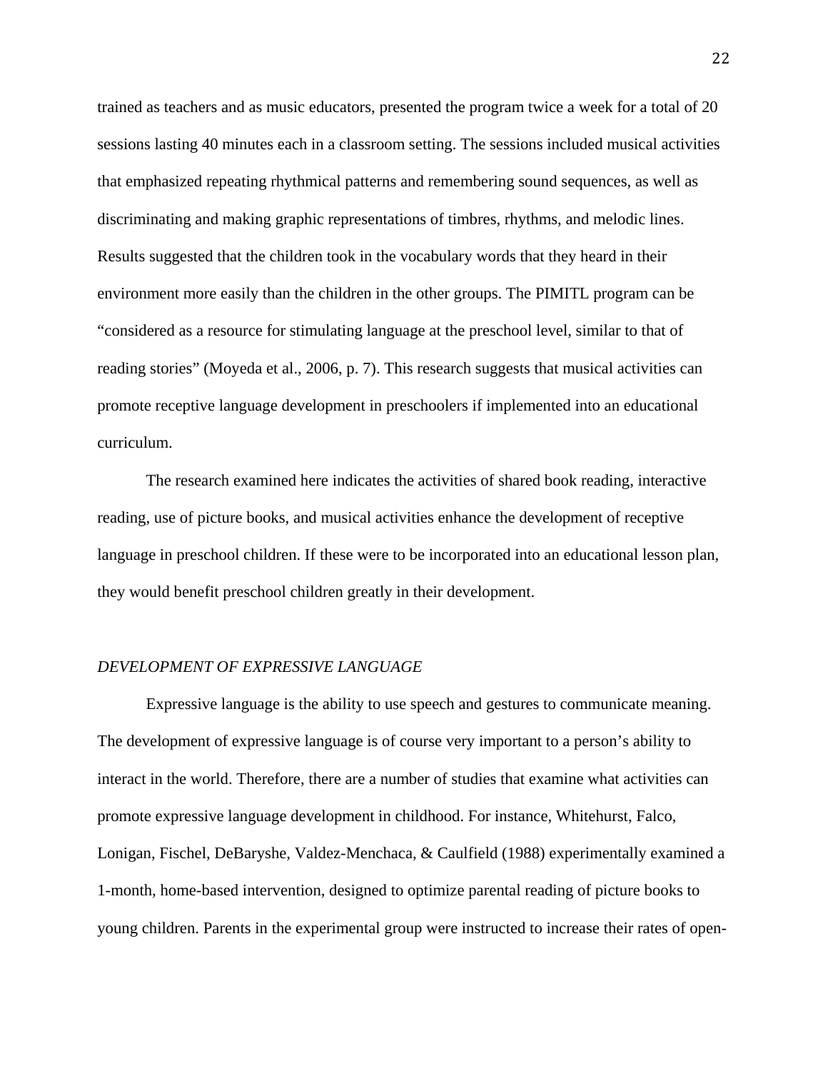trained as teachers and as music educators, presented the program twice a week for a total of 20 sessions lasting 40 minutes each in a classroom setting. The sessions included musical activities that emphasized repeating rhythmical patterns and remembering sound sequences, as well as discriminating and making graphic representations of timbres, rhythms, and melodic lines. Results suggested that the children took in the vocabulary words that they heard in their environment more easily than the children in the other groups. The PIMITL program can be "considered as a resource for stimulating language at the preschool level, similar to that of reading stories" (Moyeda et al., 2006, p. 7). This research suggests that musical activities can promote receptive language development in preschoolers if implemented into an educational curriculum.

The research examined here indicates the activities of shared book reading, interactive reading, use of picture books, and musical activities enhance the development of receptive language in preschool children. If these were to be incorporated into an educational lesson plan, they would benefit preschool children greatly in their development.

### *DEVELOPMENT OF EXPRESSIVE LANGUAGE*

Expressive language is the ability to use speech and gestures to communicate meaning. The development of expressive language is of course very important to a person's ability to interact in the world. Therefore, there are a number of studies that examine what activities can promote expressive language development in childhood. For instance, Whitehurst, Falco, Lonigan, Fischel, DeBaryshe, Valdez-Menchaca, & Caulfield (1988) experimentally examined a 1-month, home-based intervention, designed to optimize parental reading of picture books to young children. Parents in the experimental group were instructed to increase their rates of open-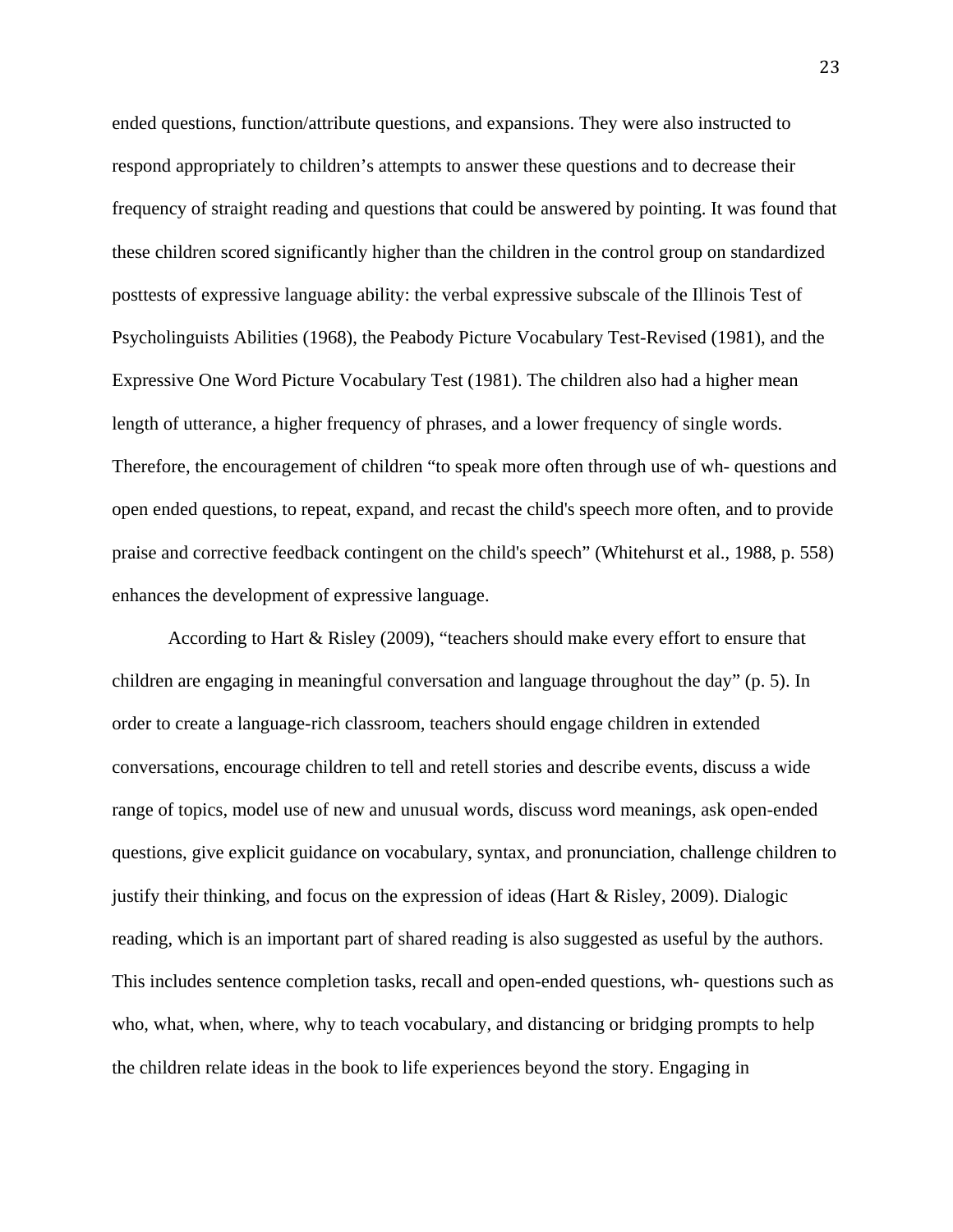ended questions, function/attribute questions, and expansions. They were also instructed to respond appropriately to children's attempts to answer these questions and to decrease their frequency of straight reading and questions that could be answered by pointing. It was found that these children scored significantly higher than the children in the control group on standardized posttests of expressive language ability: the verbal expressive subscale of the Illinois Test of Psycholinguists Abilities (1968), the Peabody Picture Vocabulary Test-Revised (1981), and the Expressive One Word Picture Vocabulary Test (1981). The children also had a higher mean length of utterance, a higher frequency of phrases, and a lower frequency of single words. Therefore, the encouragement of children "to speak more often through use of wh- questions and open ended questions, to repeat, expand, and recast the child's speech more often, and to provide praise and corrective feedback contingent on the child's speech" (Whitehurst et al., 1988, p. 558) enhances the development of expressive language.

According to Hart & Risley (2009), "teachers should make every effort to ensure that children are engaging in meaningful conversation and language throughout the day" (p. 5). In order to create a language-rich classroom, teachers should engage children in extended conversations, encourage children to tell and retell stories and describe events, discuss a wide range of topics, model use of new and unusual words, discuss word meanings, ask open-ended questions, give explicit guidance on vocabulary, syntax, and pronunciation, challenge children to justify their thinking, and focus on the expression of ideas (Hart & Risley, 2009). Dialogic reading, which is an important part of shared reading is also suggested as useful by the authors. This includes sentence completion tasks, recall and open-ended questions, wh- questions such as who, what, when, where, why to teach vocabulary, and distancing or bridging prompts to help the children relate ideas in the book to life experiences beyond the story. Engaging in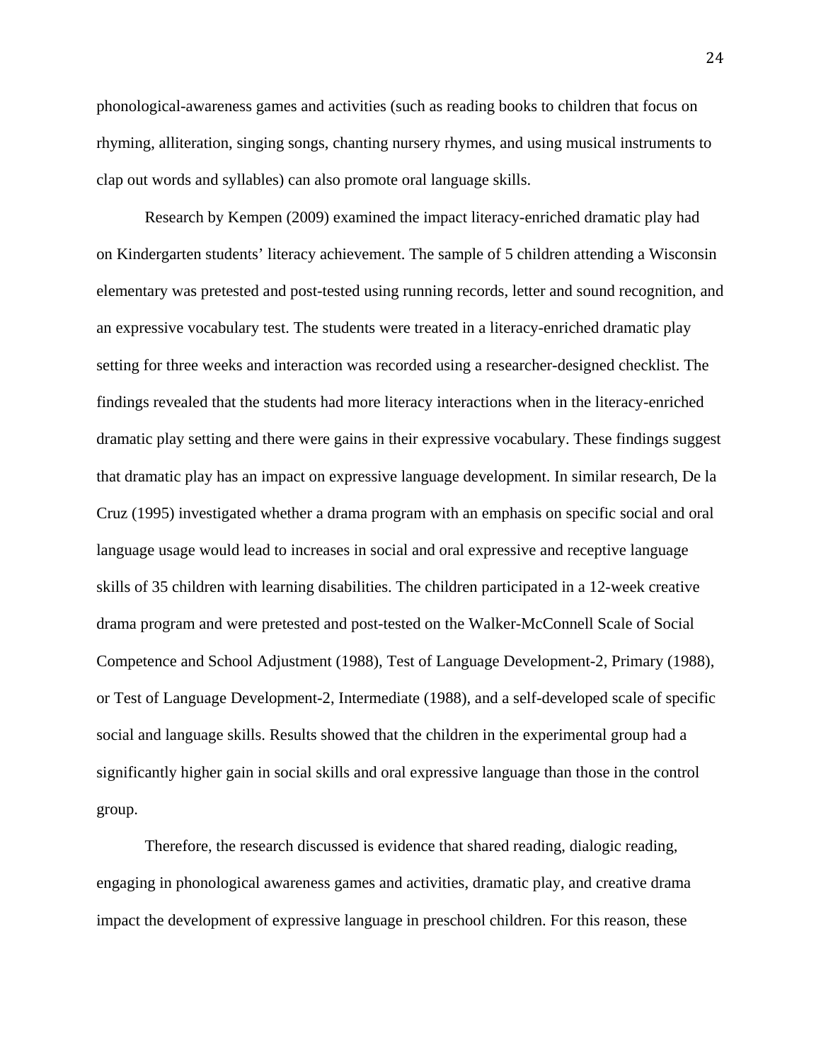phonological-awareness games and activities (such as reading books to children that focus on rhyming, alliteration, singing songs, chanting nursery rhymes, and using musical instruments to clap out words and syllables) can also promote oral language skills.

Research by Kempen (2009) examined the impact literacy-enriched dramatic play had on Kindergarten students' literacy achievement. The sample of 5 children attending a Wisconsin elementary was pretested and post-tested using running records, letter and sound recognition, and an expressive vocabulary test. The students were treated in a literacy-enriched dramatic play setting for three weeks and interaction was recorded using a researcher-designed checklist. The findings revealed that the students had more literacy interactions when in the literacy-enriched dramatic play setting and there were gains in their expressive vocabulary. These findings suggest that dramatic play has an impact on expressive language development. In similar research, De la Cruz (1995) investigated whether a drama program with an emphasis on specific social and oral language usage would lead to increases in social and oral expressive and receptive language skills of 35 children with learning disabilities. The children participated in a 12-week creative drama program and were pretested and post-tested on the Walker-McConnell Scale of Social Competence and School Adjustment (1988), Test of Language Development-2, Primary (1988), or Test of Language Development-2, Intermediate (1988), and a self-developed scale of specific social and language skills. Results showed that the children in the experimental group had a significantly higher gain in social skills and oral expressive language than those in the control group.

Therefore, the research discussed is evidence that shared reading, dialogic reading, engaging in phonological awareness games and activities, dramatic play, and creative drama impact the development of expressive language in preschool children. For this reason, these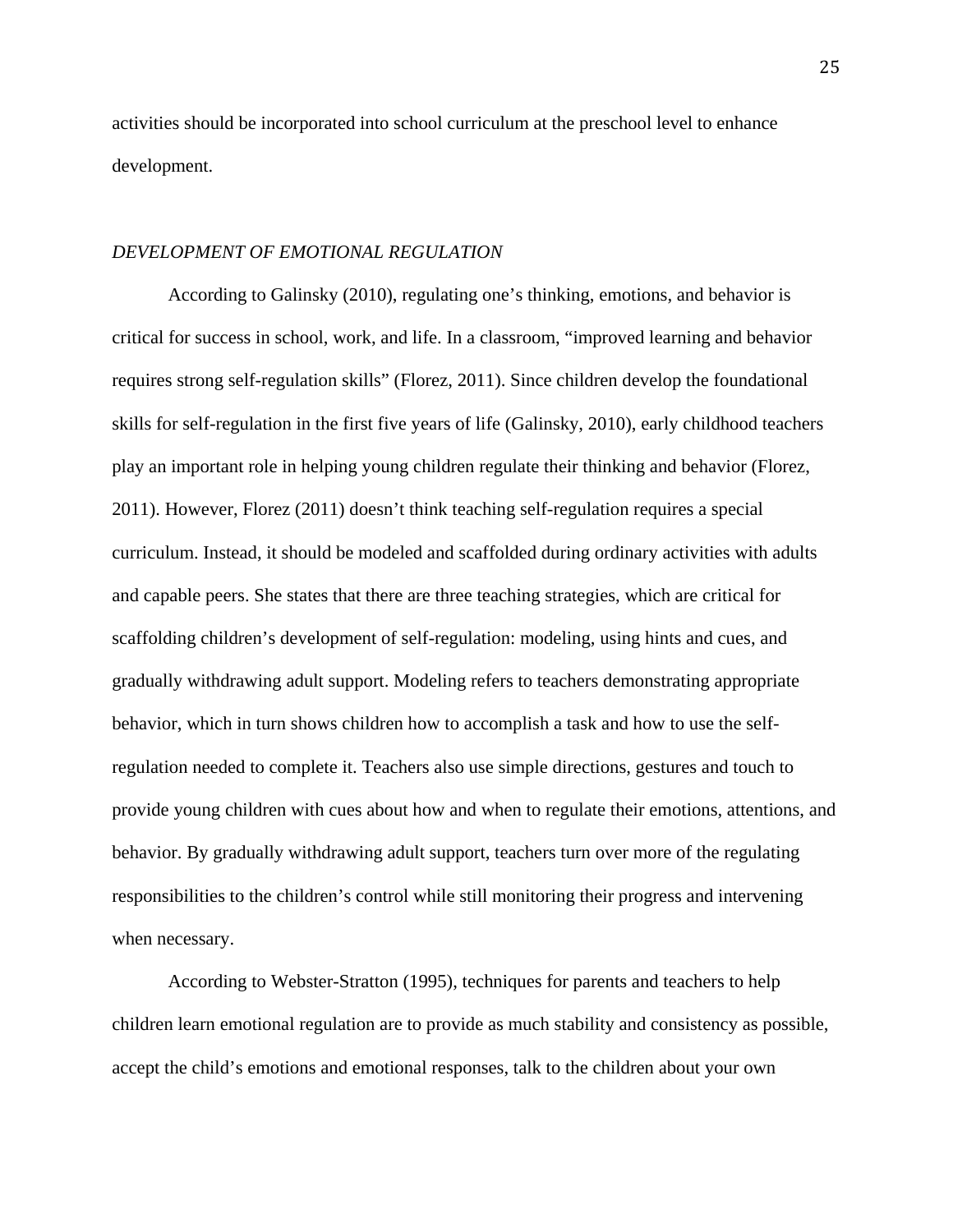activities should be incorporated into school curriculum at the preschool level to enhance development.

### *DEVELOPMENT OF EMOTIONAL REGULATION*

According to Galinsky (2010), regulating one's thinking, emotions, and behavior is critical for success in school, work, and life. In a classroom, "improved learning and behavior requires strong self-regulation skills" (Florez, 2011). Since children develop the foundational skills for self-regulation in the first five years of life (Galinsky, 2010), early childhood teachers play an important role in helping young children regulate their thinking and behavior (Florez, 2011). However, Florez (2011) doesn't think teaching self-regulation requires a special curriculum. Instead, it should be modeled and scaffolded during ordinary activities with adults and capable peers. She states that there are three teaching strategies, which are critical for scaffolding children's development of self-regulation: modeling, using hints and cues, and gradually withdrawing adult support. Modeling refers to teachers demonstrating appropriate behavior, which in turn shows children how to accomplish a task and how to use the self-regulation needed to complete it. Teachers also use simple directions, gestures and touch to provide young children with cues about how and when to regulate their emotions, attentions, and behavior. By gradually withdrawing adult support, teachers turn over more of the regulating responsibilities to the children's control while still monitoring their progress and intervening when necessary.

According to Webster-Stratton (1995), techniques for parents and teachers to help children learn emotional regulation are to provide as much stability and consistency as possible, accept the child's emotions and emotional responses, talk to the children about your own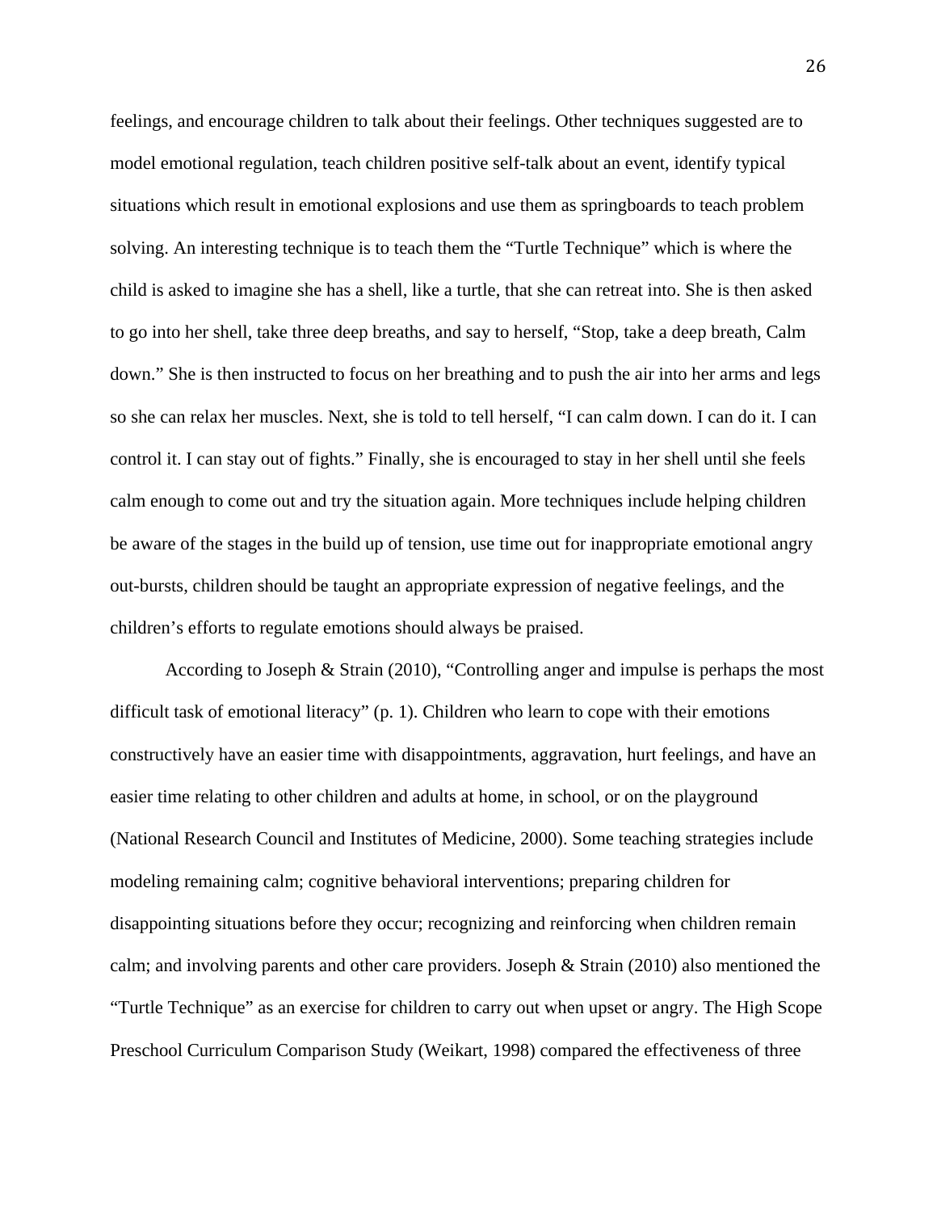feelings, and encourage children to talk about their feelings. Other techniques suggested are to model emotional regulation, teach children positive self-talk about an event, identify typical situations which result in emotional explosions and use them as springboards to teach problem solving. An interesting technique is to teach them the "Turtle Technique" which is where the child is asked to imagine she has a shell, like a turtle, that she can retreat into. She is then asked to go into her shell, take three deep breaths, and say to herself, "Stop, take a deep breath, Calm down." She is then instructed to focus on her breathing and to push the air into her arms and legs so she can relax her muscles. Next, she is told to tell herself, "I can calm down. I can do it. I can control it. I can stay out of fights." Finally, she is encouraged to stay in her shell until she feels calm enough to come out and try the situation again. More techniques include helping children be aware of the stages in the build up of tension, use time out for inappropriate emotional angry out-bursts, children should be taught an appropriate expression of negative feelings, and the children's efforts to regulate emotions should always be praised.

According to Joseph & Strain (2010), "Controlling anger and impulse is perhaps the most difficult task of emotional literacy" (p. 1). Children who learn to cope with their emotions constructively have an easier time with disappointments, aggravation, hurt feelings, and have an easier time relating to other children and adults at home, in school, or on the playground (National Research Council and Institutes of Medicine, 2000). Some teaching strategies include modeling remaining calm; cognitive behavioral interventions; preparing children for disappointing situations before they occur; recognizing and reinforcing when children remain calm; and involving parents and other care providers. Joseph & Strain (2010) also mentioned the "Turtle Technique" as an exercise for children to carry out when upset or angry. The High Scope Preschool Curriculum Comparison Study (Weikart, 1998) compared the effectiveness of three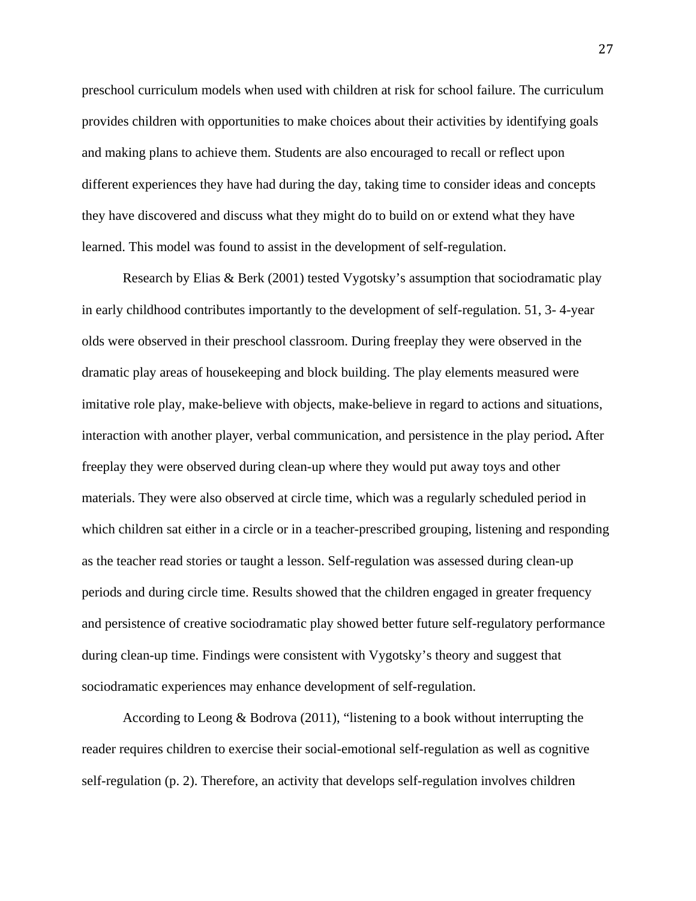preschool curriculum models when used with children at risk for school failure. The curriculum provides children with opportunities to make choices about their activities by identifying goals and making plans to achieve them. Students are also encouraged to recall or reflect upon different experiences they have had during the day, taking time to consider ideas and concepts they have discovered and discuss what they might do to build on or extend what they have learned. This model was found to assist in the development of self-regulation.

Research by Elias & Berk (2001) tested Vygotsky's assumption that sociodramatic play in early childhood contributes importantly to the development of self-regulation. 51, 3- 4-year olds were observed in their preschool classroom. During freeplay they were observed in the dramatic play areas of housekeeping and block building. The play elements measured were imitative role play, make-believe with objects, make-believe in regard to actions and situations, interaction with another player, verbal communication, and persistence in the play period**.** After freeplay they were observed during clean-up where they would put away toys and other materials. They were also observed at circle time, which was a regularly scheduled period in which children sat either in a circle or in a teacher-prescribed grouping, listening and responding as the teacher read stories or taught a lesson. Self-regulation was assessed during clean-up periods and during circle time. Results showed that the children engaged in greater frequency and persistence of creative sociodramatic play showed better future self-regulatory performance during clean-up time. Findings were consistent with Vygotsky's theory and suggest that sociodramatic experiences may enhance development of self-regulation.

According to Leong & Bodrova (2011), "listening to a book without interrupting the reader requires children to exercise their social-emotional self-regulation as well as cognitive self-regulation (p. 2). Therefore, an activity that develops self-regulation involves children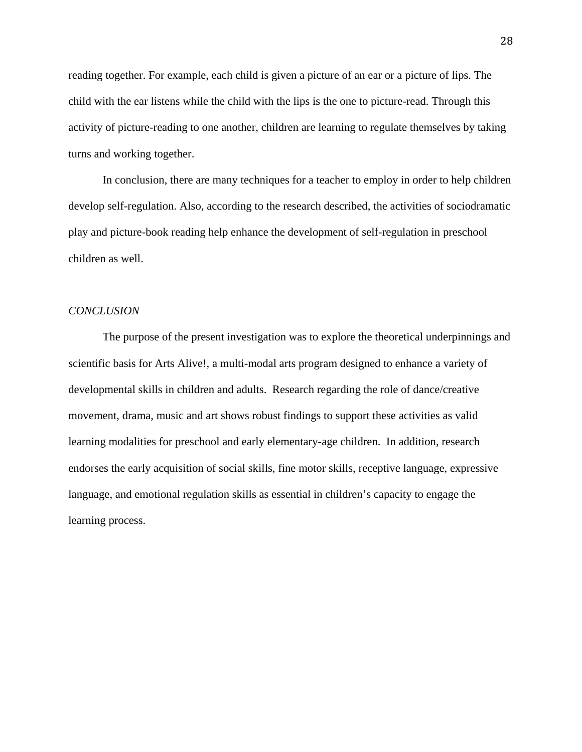reading together. For example, each child is given a picture of an ear or a picture of lips. The child with the ear listens while the child with the lips is the one to picture-read. Through this activity of picture-reading to one another, children are learning to regulate themselves by taking turns and working together.

In conclusion, there are many techniques for a teacher to employ in order to help children develop self-regulation. Also, according to the research described, the activities of sociodramatic play and picture-book reading help enhance the development of self-regulation in preschool children as well.

*CONCLUSION*

The purpose of the present investigation was to explore the theoretical underpinnings and scientific basis for Arts Alive!, a multi-modal arts program designed to enhance a variety of developmental skills in children and adults. Research regarding the role of dance/creative movement, drama, music and art shows robust findings to support these activities as valid learning modalities for preschool and early elementary-age children. In addition, research endorses the early acquisition of social skills, fine motor skills, receptive language, expressive language, and emotional regulation skills as essential in children's capacity to engage the learning process.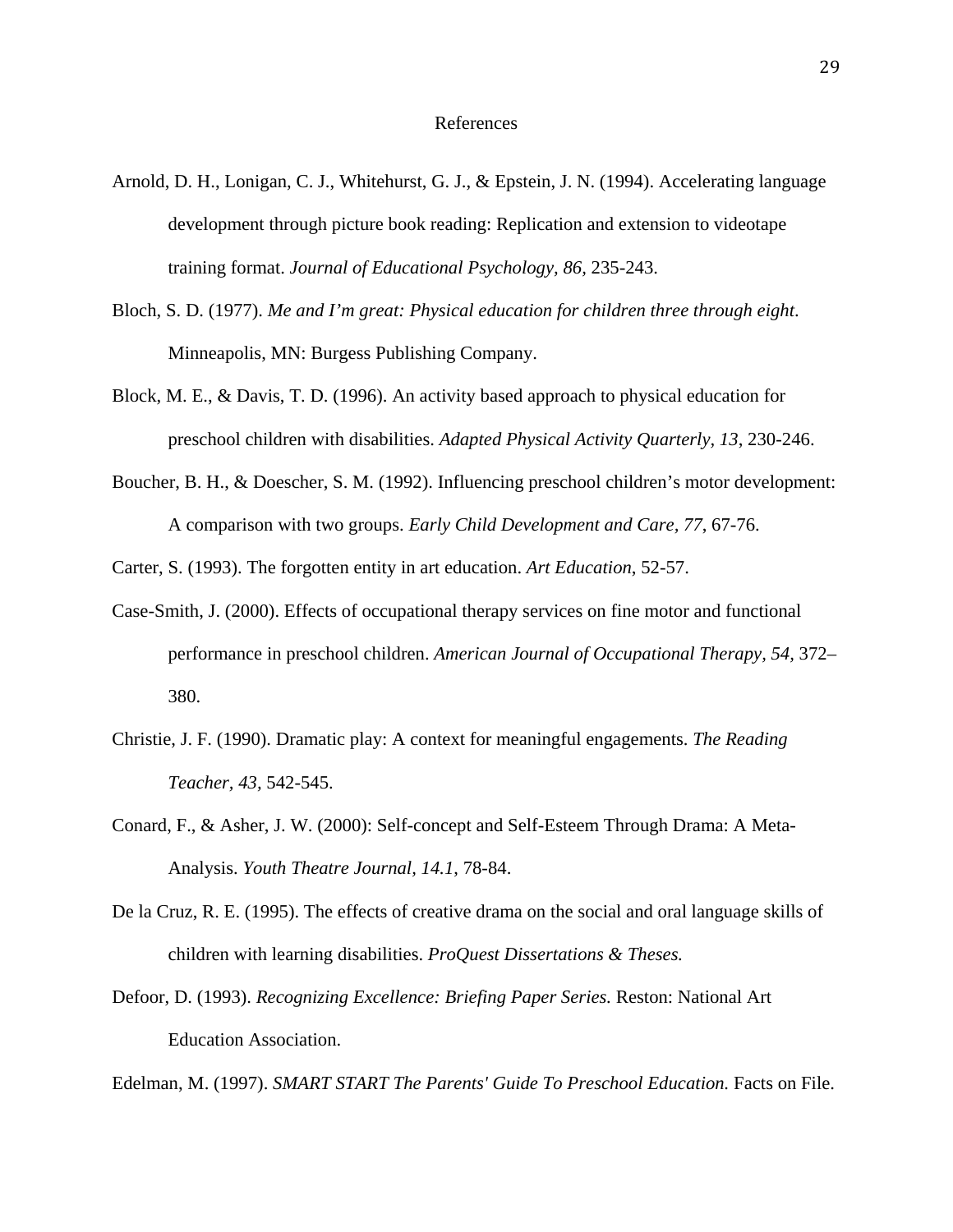# References

Arnold, D. H., Lonigan, C. J., Whitehurst, G. J., & Epstein, J. N. (1994). Accelerating language development through picture book reading: Replication and extension to videotape training format. *Journal of Educational Psychology, 86,* 235-243.

Bloch, S. D. (1977). *Me and I'm great: Physical education for children three through eight*. Minneapolis, MN: Burgess Publishing Company.

Block, M. E., & Davis, T. D. (1996). An activity based approach to physical education for preschool children with disabilities. *Adapted Physical Activity Quarterly, 13*, 230-246.

Boucher, B. H., & Doescher, S. M. (1992). Influencing preschool children's motor development: A comparison with two groups. *Early Child Development and Care, 77*, 67-76.

Carter, S. (1993). The forgotten entity in art education. *Art Education*, 52-57.

Case-Smith, J. (2000). Effects of occupational therapy services on fine motor and functional performance in preschool children. *American Journal of Occupational Therapy, 54,* 372–380.

Christie, J. F. (1990). Dramatic play: A context for meaningful engagements. *The Reading Teacher, 43,* 542-545.

Conard, F., & Asher, J. W. (2000): Self-concept and Self-Esteem Through Drama: A Meta-Analysis. *Youth Theatre Journal, 14.1,* 78-84.

De la Cruz, R. E. (1995). The effects of creative drama on the social and oral language skills of children with learning disabilities. *ProQuest Dissertations & Theses.*

Defoor, D. (1993). *Recognizing Excellence: Briefing Paper Series.* Reston: National Art Education Association.

Edelman, M. (1997). *SMART START The Parents' Guide To Preschool Education.* Facts on File.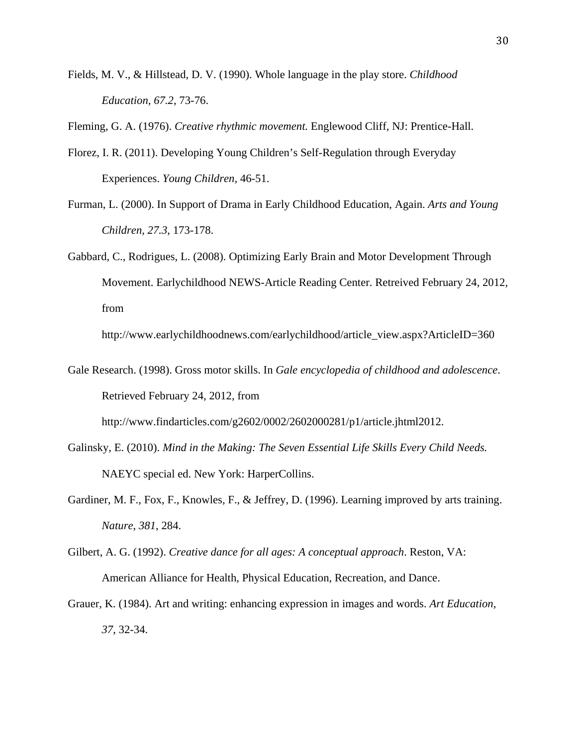Fields, M. V., & Hillstead, D. V. (1990). Whole language in the play store. *Childhood Education, 67.2*, 73-76.

Fleming, G. A. (1976). *Creative rhythmic movement.* Englewood Cliff, NJ: Prentice-Hall.

Florez, I. R. (2011). Developing Young Children's Self-Regulation through Everyday Experiences. *Young Children*, 46-51.

Furman, L. (2000). In Support of Drama in Early Childhood Education, Again. *Arts and Young Children, 27.3*, 173-178.

Gabbard, C., Rodrigues, L. (2008). Optimizing Early Brain and Motor Development Through Movement. Earlychildhood NEWS-Article Reading Center. Retreived February 24, 2012, from http://www.earlychildhoodnews.com/earlychildhood/article_view.aspx?ArticleID=360

Gale Research. (1998). Gross motor skills. In *Gale encyclopedia of childhood and adolescence*. Retrieved February 24, 2012, from http://www.findarticles.com/g2602/0002/2602000281/p1/article.jhtml2012.

Galinsky, E. (2010). *Mind in the Making: The Seven Essential Life Skills Every Child Needs.* NAEYC special ed. New York: HarperCollins.

Gardiner, M. F., Fox, F., Knowles, F., & Jeffrey, D. (1996). Learning improved by arts training. *Nature*, *381*, 284.

Gilbert, A. G. (1992). *Creative dance for all ages: A conceptual approach*. Reston, VA: American Alliance for Health, Physical Education, Recreation, and Dance.

Grauer, K. (1984). Art and writing: enhancing expression in images and words. *Art Education, 37*, 32-34.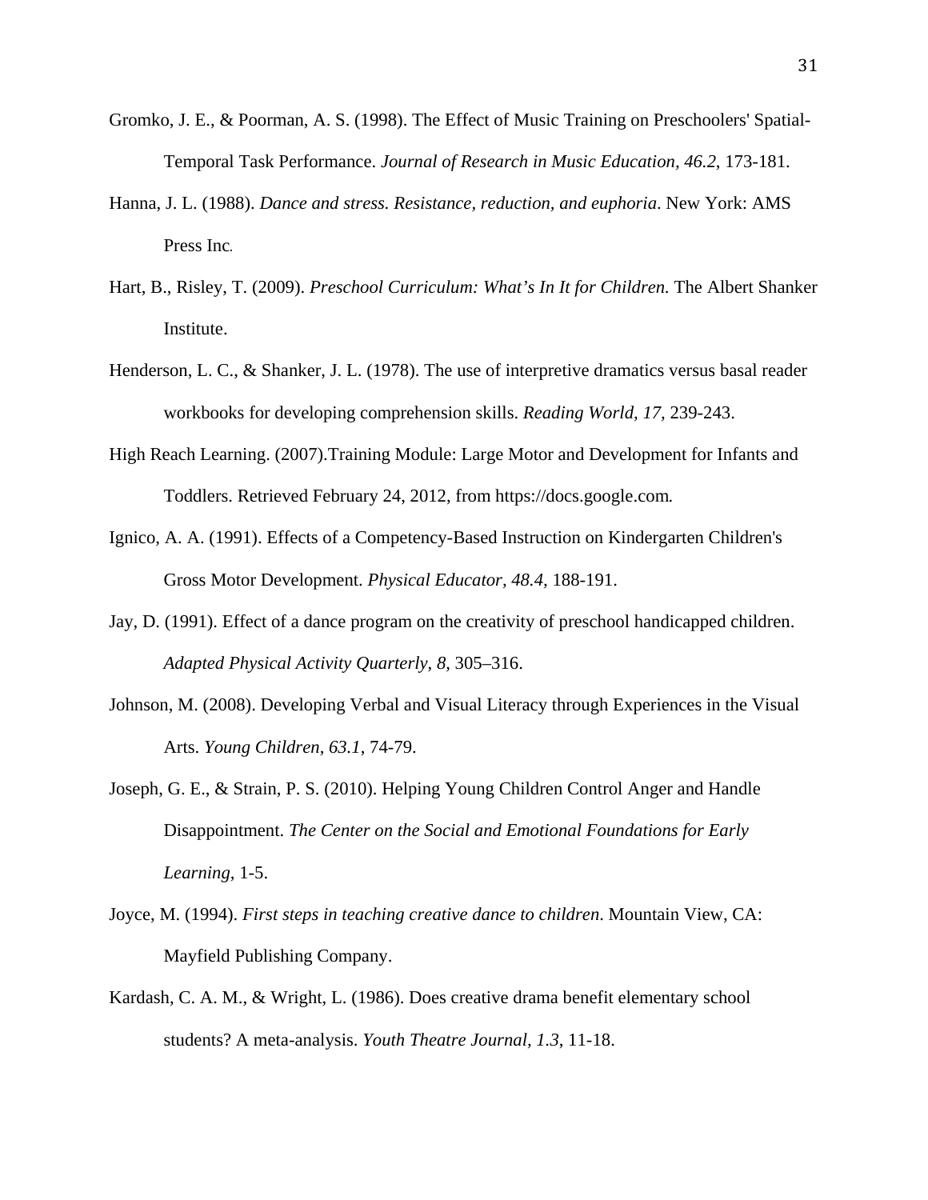Gromko, J. E., & Poorman, A. S. (1998). The Effect of Music Training on Preschoolers' Spatial-Temporal Task Performance. *Journal of Research in Music Education, 46.2*, 173-181.

Hanna, J. L. (1988). *Dance and stress. Resistance, reduction, and euphoria*. New York: AMS Press Inc.

Hart, B., Risley, T. (2009). *Preschool Curriculum: What's In It for Children.* The Albert Shanker Institute.

Henderson, L. C., & Shanker, J. L. (1978). The use of interpretive dramatics versus basal reader workbooks for developing comprehension skills. *Reading World, 17,* 239-243.

High Reach Learning. (2007).Training Module: Large Motor and Development for Infants and Toddlers. Retrieved February 24, 2012, from https://docs.google.com.

Ignico, A. A. (1991). Effects of a Competency-Based Instruction on Kindergarten Children's Gross Motor Development. *Physical Educator, 48.4,* 188-191.

Jay, D. (1991). Effect of a dance program on the creativity of preschool handicapped children. *Adapted Physical Activity Quarterly*, *8*, 305–316.

Johnson, M. (2008). Developing Verbal and Visual Literacy through Experiences in the Visual Arts. *Young Children*, *63.1*, 74-79.

Joseph, G. E., & Strain, P. S. (2010). Helping Young Children Control Anger and Handle Disappointment. *The Center on the Social and Emotional Foundations for Early Learning*, 1-5.

Joyce, M. (1994). *First steps in teaching creative dance to children*. Mountain View, CA: Mayfield Publishing Company.

Kardash, C. A. M., & Wright, L. (1986). Does creative drama benefit elementary school students? A meta-analysis. *Youth Theatre Journal, 1.3*, 11-18.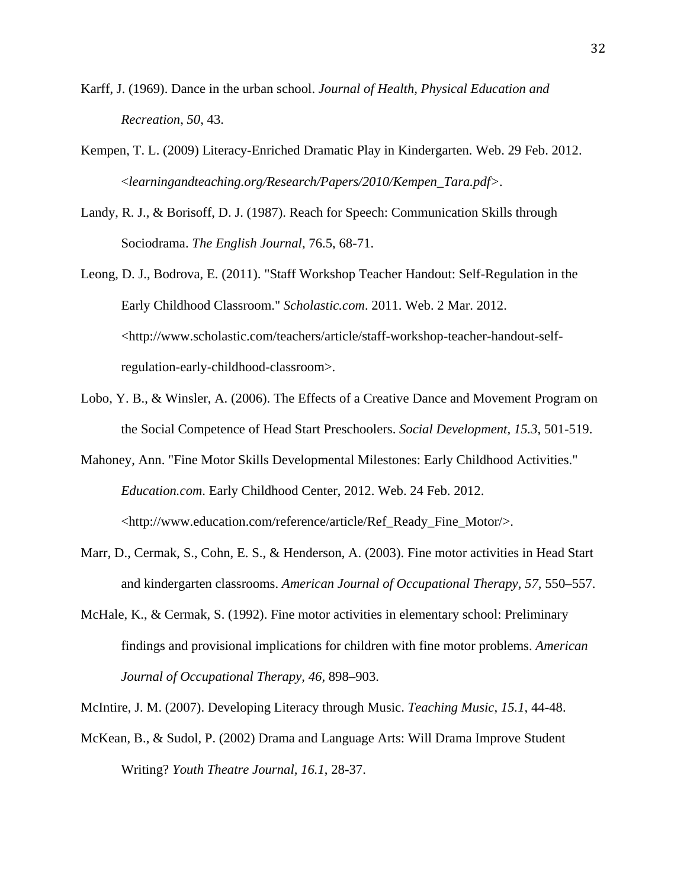Karff, J. (1969). Dance in the urban school. *Journal of Health, Physical Education and Recreation*, *50*, 43.

Kempen, T. L. (2009) Literacy-Enriched Dramatic Play in Kindergarten. Web. 29 Feb. 2012. <*learningandteaching.org/Research/Papers/2010/Kempen_Tara.pdf*>.

Landy, R. J., & Borisoff, D. J. (1987). Reach for Speech: Communication Skills through Sociodrama. *The English Journal*, 76.5, 68-71.

Leong, D. J., Bodrova, E. (2011). "Staff Workshop Teacher Handout: Self-Regulation in the Early Childhood Classroom." *Scholastic.com*. 2011. Web. 2 Mar. 2012. <http://www.scholastic.com/teachers/article/staff-workshop-teacher-handout-self-regulation-early-childhood-classroom>.

Lobo, Y. B., & Winsler, A. (2006). The Effects of a Creative Dance and Movement Program on the Social Competence of Head Start Preschoolers. *Social Development, 15.3,* 501-519.

Mahoney, Ann. "Fine Motor Skills Developmental Milestones: Early Childhood Activities." *Education.com*. Early Childhood Center, 2012. Web. 24 Feb. 2012. <http://www.education.com/reference/article/Ref_Ready_Fine_Motor/>.

Marr, D., Cermak, S., Cohn, E. S., & Henderson, A. (2003). Fine motor activities in Head Start and kindergarten classrooms. *American Journal of Occupational Therapy, 57,* 550–557.

McHale, K., & Cermak, S. (1992). Fine motor activities in elementary school: Preliminary findings and provisional implications for children with fine motor problems. *American Journal of Occupational Therapy, 46*, 898–903.

McIntire, J. M. (2007). Developing Literacy through Music. *Teaching Music*, *15.1*, 44-48.

McKean, B., & Sudol, P. (2002) Drama and Language Arts: Will Drama Improve Student Writing? *Youth Theatre Journal, 16.1*, 28-37.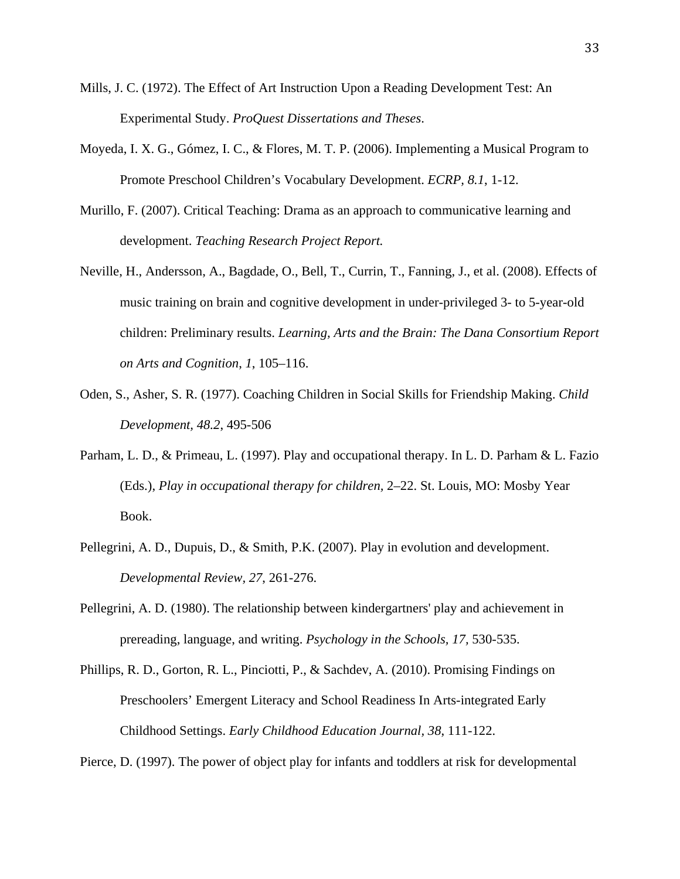Mills, J. C. (1972). The Effect of Art Instruction Upon a Reading Development Test: An Experimental Study. *ProQuest Dissertations and Theses*.

Moyeda, I. X. G., Gómez, I. C., & Flores, M. T. P. (2006). Implementing a Musical Program to Promote Preschool Children's Vocabulary Development. *ECRP, 8.1*, 1-12.

Murillo, F. (2007). Critical Teaching: Drama as an approach to communicative learning and development. *Teaching Research Project Report.*

Neville, H., Andersson, A., Bagdade, O., Bell, T., Currin, T., Fanning, J., et al. (2008). Effects of music training on brain and cognitive development in under-privileged 3- to 5-year-old children: Preliminary results. *Learning, Arts and the Brain: The Dana Consortium Report on Arts and Cognition*, *1*, 105–116.

Oden, S., Asher, S. R. (1977). Coaching Children in Social Skills for Friendship Making. *Child Development, 48.2*, 495-506

Parham, L. D., & Primeau, L. (1997). Play and occupational therapy. In L. D. Parham & L. Fazio (Eds.), *Play in occupational therapy for children,* 2–22. St. Louis, MO: Mosby Year Book.

Pellegrini, A. D., Dupuis, D., & Smith, P.K. (2007). Play in evolution and development. *Developmental Review, 27*, 261-276.

Pellegrini, A. D. (1980). The relationship between kindergartners' play and achievement in prereading, language, and writing. *Psychology in the Schools, 17,* 530-535.

Phillips, R. D., Gorton, R. L., Pinciotti, P., & Sachdev, A. (2010). Promising Findings on Preschoolers' Emergent Literacy and School Readiness In Arts-integrated Early Childhood Settings. *Early Childhood Education Journal*, *38*, 111-122.

Pierce, D. (1997). The power of object play for infants and toddlers at risk for developmental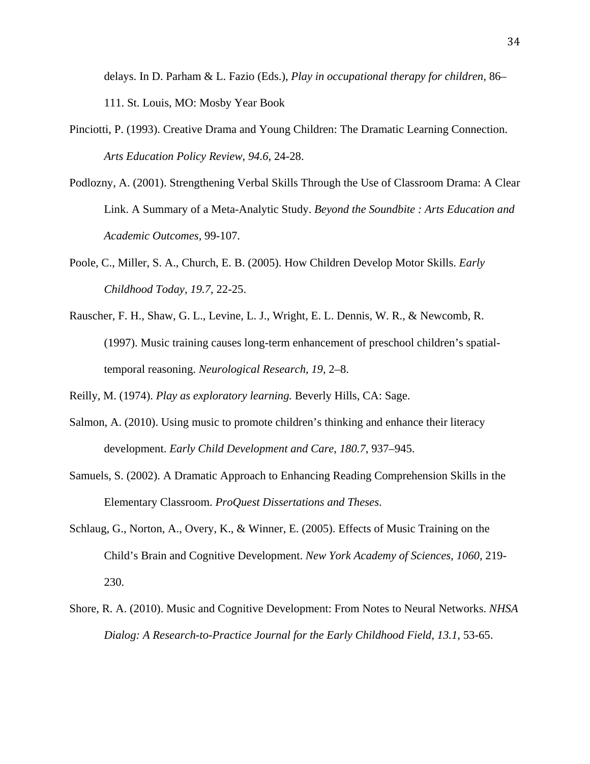delays. In D. Parham & L. Fazio (Eds.), *Play in occupational therapy for children,* 86–111. St. Louis, MO: Mosby Year Book

Pinciotti, P. (1993). Creative Drama and Young Children: The Dramatic Learning Connection. *Arts Education Policy Review, 94.6*, 24-28.

Podlozny, A. (2001). Strengthening Verbal Skills Through the Use of Classroom Drama: A Clear Link. A Summary of a Meta-Analytic Study. *Beyond the Soundbite : Arts Education and Academic Outcomes*, 99-107.

Poole, C., Miller, S. A., Church, E. B. (2005). How Children Develop Motor Skills. *Early Childhood Today, 19.7*, 22-25.

Rauscher, F. H., Shaw, G. L., Levine, L. J., Wright, E. L. Dennis, W. R., & Newcomb, R. (1997). Music training causes long-term enhancement of preschool children's spatial-temporal reasoning. *Neurological Research*, *19*, 2–8.

Reilly, M. (1974). *Play as exploratory learning.* Beverly Hills, CA: Sage.

Salmon, A. (2010). Using music to promote children's thinking and enhance their literacy development. *Early Child Development and Care, 180.7*, 937–945.

Samuels, S. (2002). A Dramatic Approach to Enhancing Reading Comprehension Skills in the Elementary Classroom. *ProQuest Dissertations and Theses*.

Schlaug, G., Norton, A., Overy, K., & Winner, E. (2005). Effects of Music Training on the Child's Brain and Cognitive Development. *New York Academy of Sciences, 1060*, 219-230.

Shore, R. A. (2010). Music and Cognitive Development: From Notes to Neural Networks. *NHSA Dialog: A Research-to-Practice Journal for the Early Childhood Field, 13.1*, 53-65.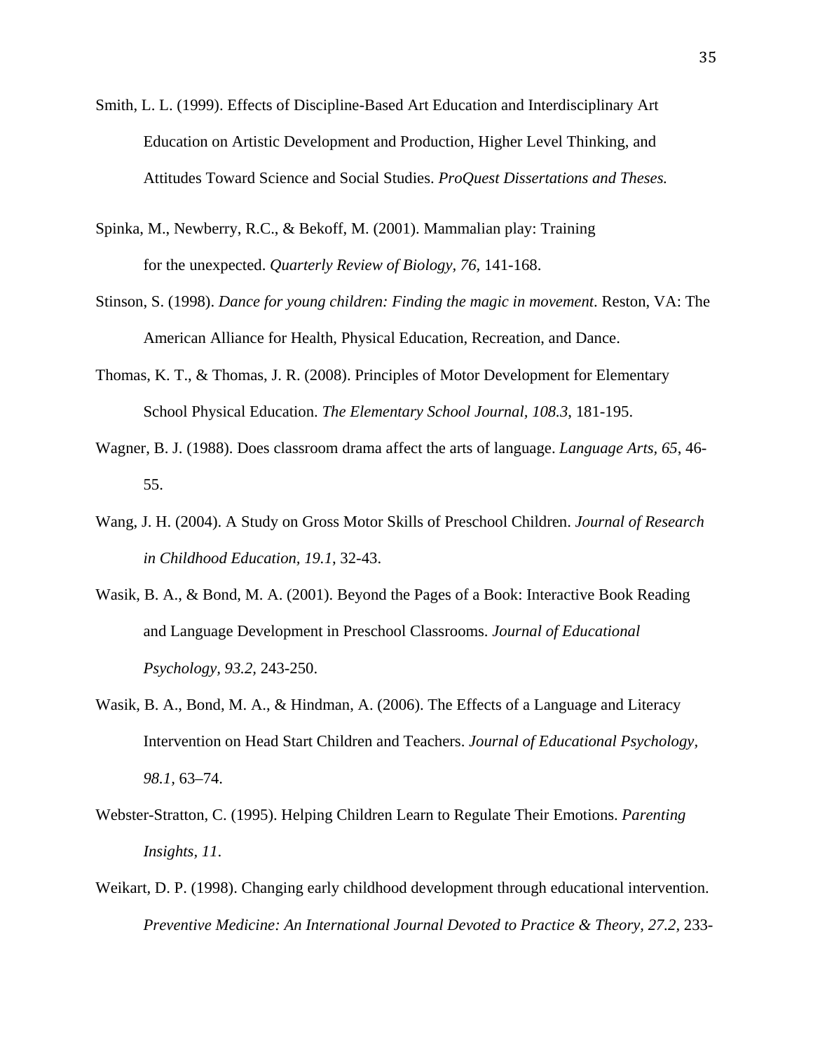Smith, L. L. (1999). Effects of Discipline-Based Art Education and Interdisciplinary Art Education on Artistic Development and Production, Higher Level Thinking, and Attitudes Toward Science and Social Studies. *ProQuest Dissertations and Theses.*

Spinka, M., Newberry, R.C., & Bekoff, M. (2001). Mammalian play: Training for the unexpected. *Quarterly Review of Biology, 76*, 141-168.

Stinson, S. (1998). *Dance for young children: Finding the magic in movement*. Reston, VA: The American Alliance for Health, Physical Education, Recreation, and Dance.

Thomas, K. T., & Thomas, J. R. (2008). Principles of Motor Development for Elementary School Physical Education. *The Elementary School Journal, 108.3*, 181-195.

Wagner, B. J. (1988). Does classroom drama affect the arts of language. *Language Arts, 65*, 46-55.

Wang, J. H. (2004). A Study on Gross Motor Skills of Preschool Children. *Journal of Research in Childhood Education, 19.1*, 32-43.

Wasik, B. A., & Bond, M. A. (2001). Beyond the Pages of a Book: Interactive Book Reading and Language Development in Preschool Classrooms. *Journal of Educational Psychology, 93.2*, 243-250.

Wasik, B. A., Bond, M. A., & Hindman, A. (2006). The Effects of a Language and Literacy Intervention on Head Start Children and Teachers. *Journal of Educational Psychology, 98.1*, 63–74.

Webster-Stratton, C. (1995). Helping Children Learn to Regulate Their Emotions. *Parenting Insights, 11*.

Weikart, D. P. (1998). Changing early childhood development through educational intervention. *Preventive Medicine: An International Journal Devoted to Practice & Theory, 27.2*, 233-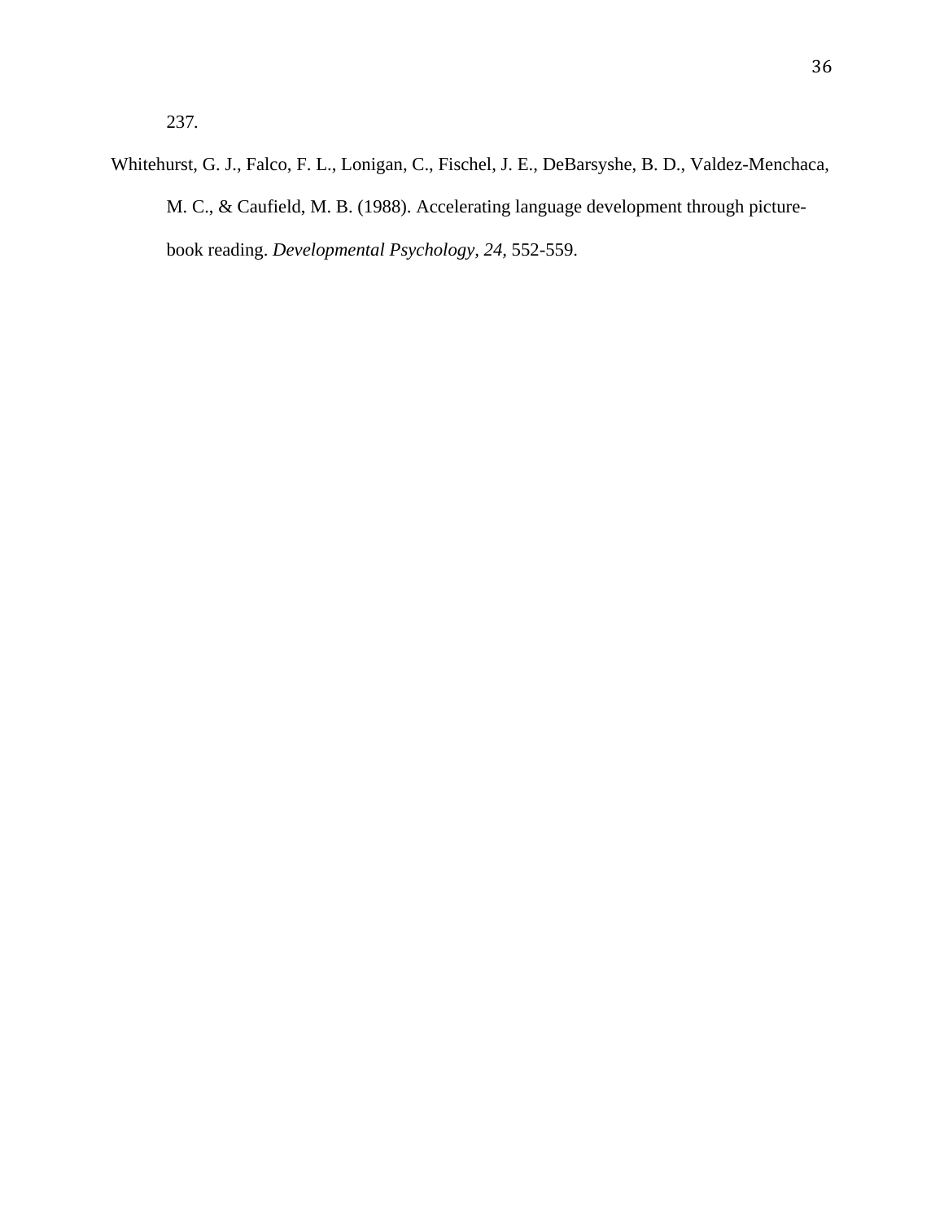237.

Whitehurst, G. J., Falco, F. L., Lonigan, C., Fischel, J. E., DeBarsyshe, B. D., Valdez-Menchaca, M. C., & Caufield, M. B. (1988). Accelerating language development through picture-book reading. *Developmental Psychology, 24,* 552-559.